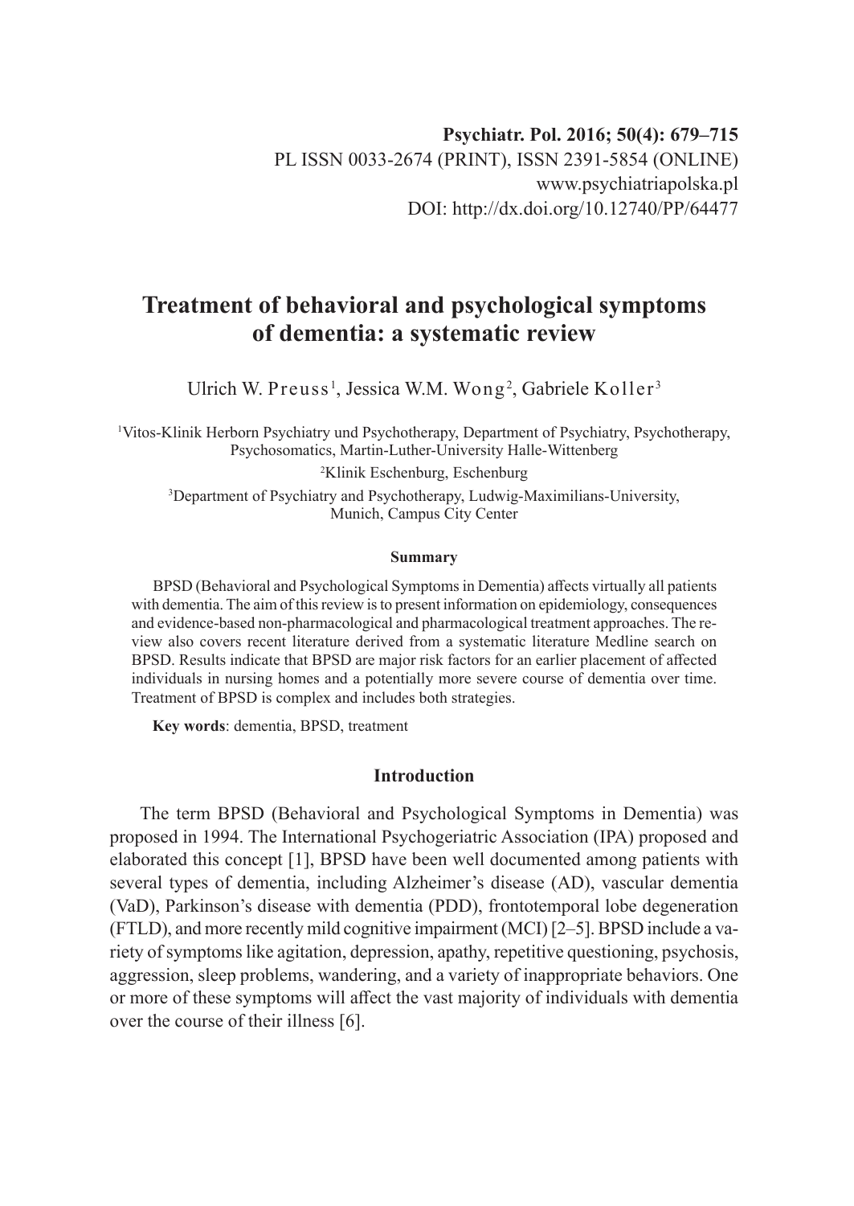**Psychiatr. Pol. 2016; 50(4): 679–715**
PL ISSN 0033-2674 (PRINT), ISSN 2391-5854 (ONLINE)
www.psychiatriapolska.pl
DOI: http://dx.doi.org/10.12740/PP/64477

# Treatment of behavioral and psychological symptoms of dementia: a systematic review

Ulrich W. Preuss[1], Jessica W.M. Wong[2], Gabriele Koller[3]

[1]Vitos-Klinik Herborn Psychiatry und Psychotherapy, Department of Psychiatry, Psychotherapy, Psychosomatics, Martin-Luther-University Halle-Wittenberg

[2]Klinik Eschenburg, Eschenburg

[3]Department of Psychiatry and Psychotherapy, Ludwig-Maximilians-University, Munich, Campus City Center

**Summary**

BPSD (Behavioral and Psychological Symptoms in Dementia) affects virtually all patients with dementia. The aim of this review is to present information on epidemiology, consequences and evidence-based non-pharmacological and pharmacological treatment approaches. The review also covers recent literature derived from a systematic literature Medline search on BPSD. Results indicate that BPSD are major risk factors for an earlier placement of affected individuals in nursing homes and a potentially more severe course of dementia over time. Treatment of BPSD is complex and includes both strategies.

**Key words**: dementia, BPSD, treatment

## Introduction

The term BPSD (Behavioral and Psychological Symptoms in Dementia) was proposed in 1994. The International Psychogeriatric Association (IPA) proposed and elaborated this concept [1], BPSD have been well documented among patients with several types of dementia, including Alzheimer's disease (AD), vascular dementia (VaD), Parkinson's disease with dementia (PDD), frontotemporal lobe degeneration (FTLD), and more recently mild cognitive impairment (MCI) [2–5]. BPSD include a variety of symptoms like agitation, depression, apathy, repetitive questioning, psychosis, aggression, sleep problems, wandering, and a variety of inappropriate behaviors. One or more of these symptoms will affect the vast majority of individuals with dementia over the course of their illness [6].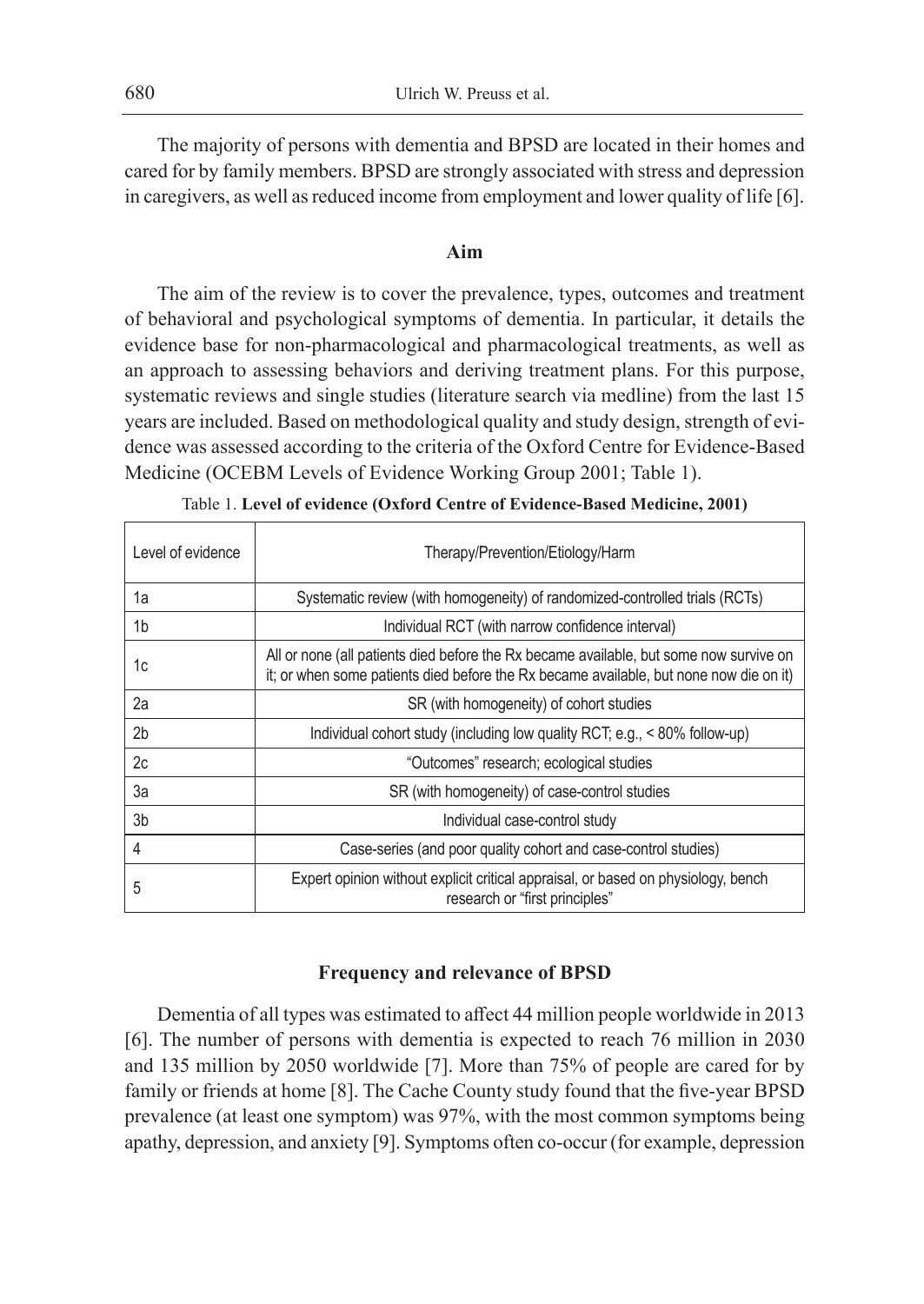The majority of persons with dementia and BPSD are located in their homes and cared for by family members. BPSD are strongly associated with stress and depression in caregivers, as well as reduced income from employment and lower quality of life [6].

## Aim

The aim of the review is to cover the prevalence, types, outcomes and treatment of behavioral and psychological symptoms of dementia. In particular, it details the evidence base for non-pharmacological and pharmacological treatments, as well as an approach to assessing behaviors and deriving treatment plans. For this purpose, systematic reviews and single studies (literature search via medline) from the last 15 years are included. Based on methodological quality and study design, strength of evidence was assessed according to the criteria of the Oxford Centre for Evidence-Based Medicine (OCEBM Levels of Evidence Working Group 2001; Table 1).

Table 1. **Level of evidence (Oxford Centre of Evidence-Based Medicine, 2001)**

| Level of evidence | Therapy/Prevention/Etiology/Harm |
|---|---|
| 1a | Systematic review (with homogeneity) of randomized-controlled trials (RCTs) |
| 1b | Individual RCT (with narrow confidence interval) |
| 1c | All or none (all patients died before the Rx became available, but some now survive on it; or when some patients died before the Rx became available, but none now die on it) |
| 2a | SR (with homogeneity) of cohort studies |
| 2b | Individual cohort study (including low quality RCT; e.g., < 80% follow-up) |
| 2c | "Outcomes" research; ecological studies |
| 3a | SR (with homogeneity) of case-control studies |
| 3b | Individual case-control study |
| 4 | Case-series (and poor quality cohort and case-control studies) |
| 5 | Expert opinion without explicit critical appraisal, or based on physiology, bench research or "first principles" |

## Frequency and relevance of BPSD

Dementia of all types was estimated to affect 44 million people worldwide in 2013 [6]. The number of persons with dementia is expected to reach 76 million in 2030 and 135 million by 2050 worldwide [7]. More than 75% of people are cared for by family or friends at home [8]. The Cache County study found that the five-year BPSD prevalence (at least one symptom) was 97%, with the most common symptoms being apathy, depression, and anxiety [9]. Symptoms often co-occur (for example, depression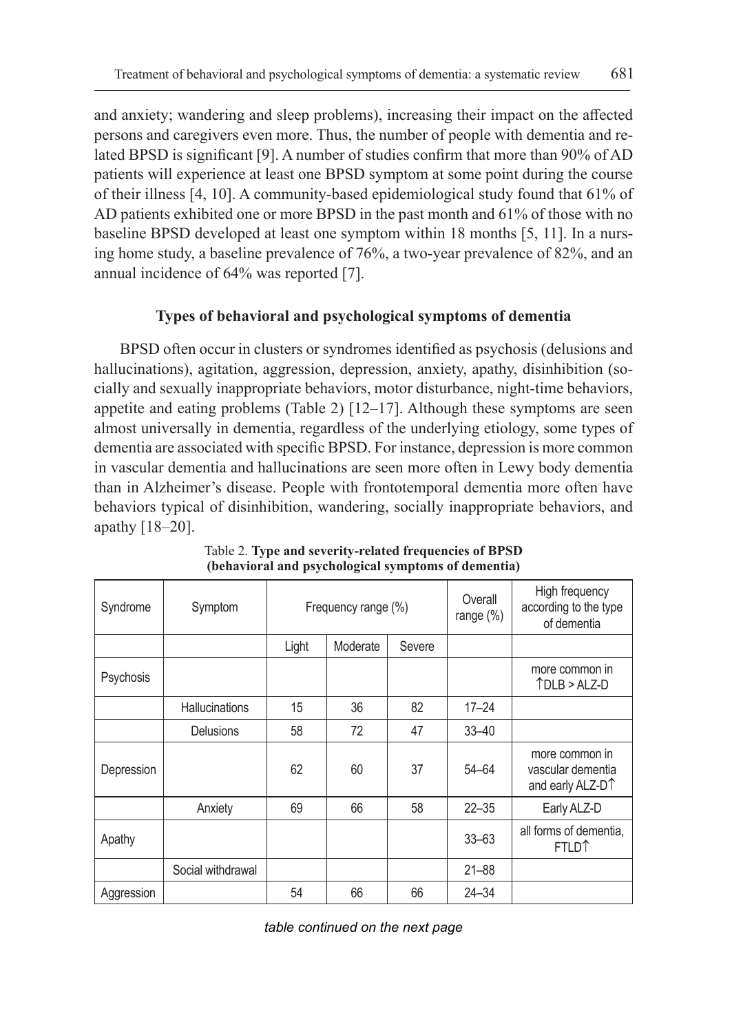and anxiety; wandering and sleep problems), increasing their impact on the affected persons and caregivers even more. Thus, the number of people with dementia and related BPSD is significant [9]. A number of studies confirm that more than 90% of AD patients will experience at least one BPSD symptom at some point during the course of their illness [4, 10]. A community-based epidemiological study found that 61% of AD patients exhibited one or more BPSD in the past month and 61% of those with no baseline BPSD developed at least one symptom within 18 months [5, 11]. In a nursing home study, a baseline prevalence of 76%, a two-year prevalence of 82%, and an annual incidence of 64% was reported [7].

### Types of behavioral and psychological symptoms of dementia

BPSD often occur in clusters or syndromes identified as psychosis (delusions and hallucinations), agitation, aggression, depression, anxiety, apathy, disinhibition (socially and sexually inappropriate behaviors, motor disturbance, night-time behaviors, appetite and eating problems (Table 2) [12–17]. Although these symptoms are seen almost universally in dementia, regardless of the underlying etiology, some types of dementia are associated with specific BPSD. For instance, depression is more common in vascular dementia and hallucinations are seen more often in Lewy body dementia than in Alzheimer's disease. People with frontotemporal dementia more often have behaviors typical of disinhibition, wandering, socially inappropriate behaviors, and apathy [18–20].

Table 2. **Type and severity-related frequencies of BPSD (behavioral and psychological symptoms of dementia)**

| Syndrome | Symptom | Frequency range (%) | | | Overall range (%) | High frequency according to the type of dementia |
|---|---|---|---|---|---|---|
| | | Light | Moderate | Severe | | |
| Psychosis | | | | | | more common in ↑DLB > ALZ-D |
| | Hallucinations | 15 | 36 | 82 | 17–24 | |
| | Delusions | 58 | 72 | 47 | 33–40 | |
| Depression | | 62 | 60 | 37 | 54–64 | more common in vascular dementia and early ALZ-D↑ |
| | Anxiety | 69 | 66 | 58 | 22–35 | Early ALZ-D |
| Apathy | | | | | 33–63 | all forms of dementia, FTLD↑ |
| | Social withdrawal | | | | 21–88 | |
| Aggression | | 54 | 66 | 66 | 24–34 | |

*table continued on the next page*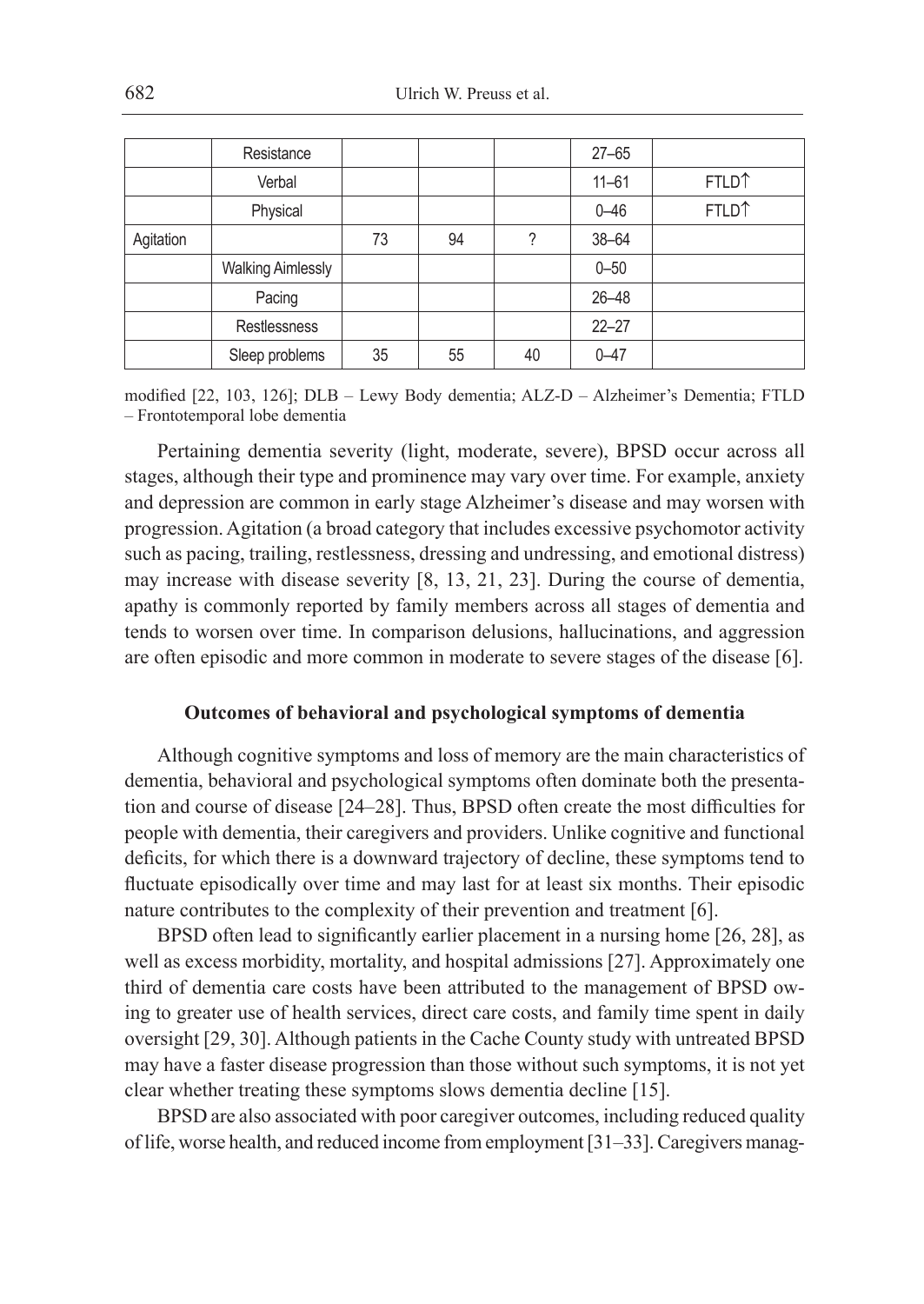| | | | | | | |
|---|---|---|---|---|---|---|
| | Resistance | | | | 27–65 | |
| | Verbal | | | | 11–61 | FTLD↑ |
| | Physical | | | | 0–46 | FTLD↑ |
| Agitation | | 73 | 94 | ? | 38–64 | |
| | Walking Aimlessly | | | | 0–50 | |
| | Pacing | | | | 26–48 | |
| | Restlessness | | | | 22–27 | |
| | Sleep problems | 35 | 55 | 40 | 0–47 | |

modified [22, 103, 126]; DLB – Lewy Body dementia; ALZ-D – Alzheimer's Dementia; FTLD – Frontotemporal lobe dementia

Pertaining dementia severity (light, moderate, severe), BPSD occur across all stages, although their type and prominence may vary over time. For example, anxiety and depression are common in early stage Alzheimer's disease and may worsen with progression. Agitation (a broad category that includes excessive psychomotor activity such as pacing, trailing, restlessness, dressing and undressing, and emotional distress) may increase with disease severity [8, 13, 21, 23]. During the course of dementia, apathy is commonly reported by family members across all stages of dementia and tends to worsen over time. In comparison delusions, hallucinations, and aggression are often episodic and more common in moderate to severe stages of the disease [6].

### Outcomes of behavioral and psychological symptoms of dementia

Although cognitive symptoms and loss of memory are the main characteristics of dementia, behavioral and psychological symptoms often dominate both the presentation and course of disease [24–28]. Thus, BPSD often create the most difficulties for people with dementia, their caregivers and providers. Unlike cognitive and functional deficits, for which there is a downward trajectory of decline, these symptoms tend to fluctuate episodically over time and may last for at least six months. Their episodic nature contributes to the complexity of their prevention and treatment [6].

BPSD often lead to significantly earlier placement in a nursing home [26, 28], as well as excess morbidity, mortality, and hospital admissions [27]. Approximately one third of dementia care costs have been attributed to the management of BPSD owing to greater use of health services, direct care costs, and family time spent in daily oversight [29, 30]. Although patients in the Cache County study with untreated BPSD may have a faster disease progression than those without such symptoms, it is not yet clear whether treating these symptoms slows dementia decline [15].

BPSD are also associated with poor caregiver outcomes, including reduced quality of life, worse health, and reduced income from employment [31–33]. Caregivers manag-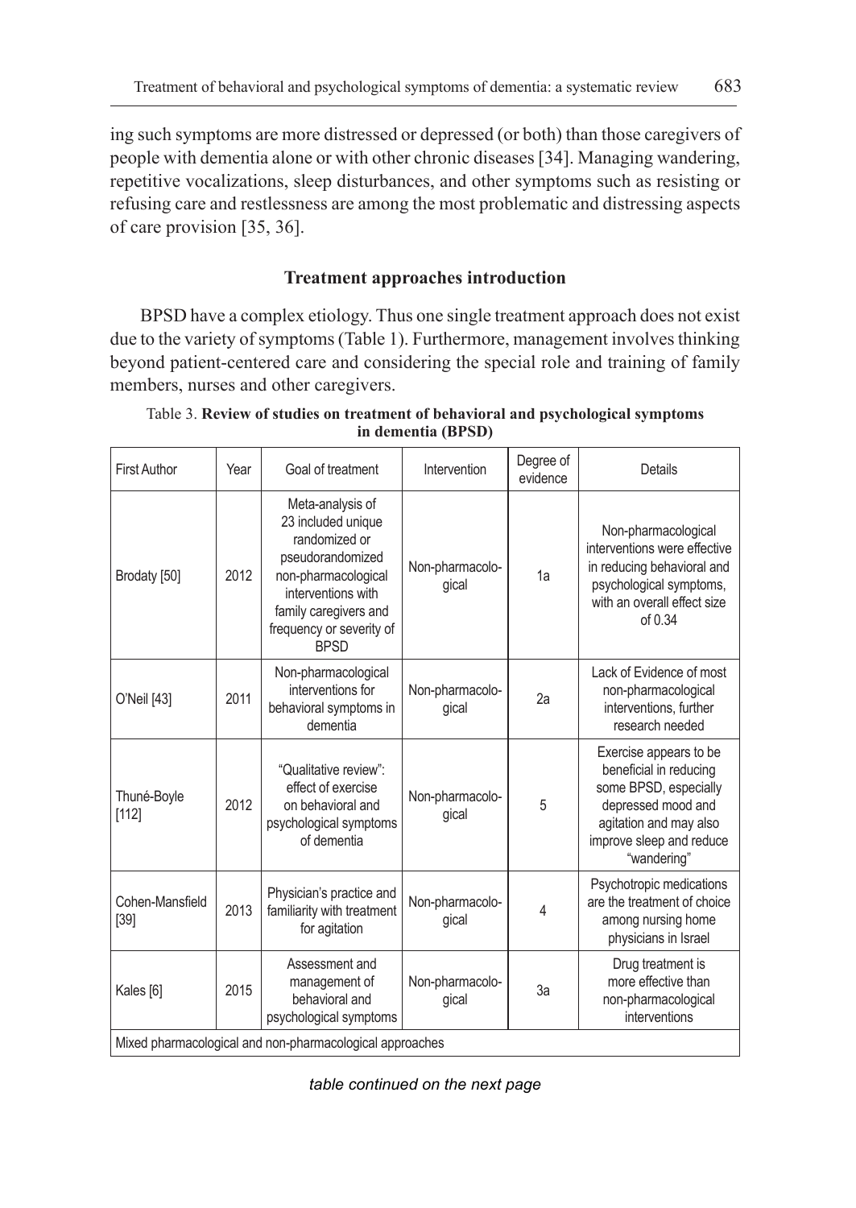ing such symptoms are more distressed or depressed (or both) than those caregivers of people with dementia alone or with other chronic diseases [34]. Managing wandering, repetitive vocalizations, sleep disturbances, and other symptoms such as resisting or refusing care and restlessness are among the most problematic and distressing aspects of care provision [35, 36].

### Treatment approaches introduction

BPSD have a complex etiology. Thus one single treatment approach does not exist due to the variety of symptoms (Table 1). Furthermore, management involves thinking beyond patient-centered care and considering the special role and training of family members, nurses and other caregivers.

Table 3. **Review of studies on treatment of behavioral and psychological symptoms in dementia (BPSD)**

| First Author | Year | Goal of treatment | Intervention | Degree of evidence | Details |
|---|---|---|---|---|---|
| Brodaty [50] | 2012 | Meta-analysis of 23 included unique randomized or pseudorandomized non-pharmacological interventions with family caregivers and frequency or severity of BPSD | Non-pharmacological | 1a | Non-pharmacological interventions were effective in reducing behavioral and psychological symptoms, with an overall effect size of 0.34 |
| O'Neil [43] | 2011 | Non-pharmacological interventions for behavioral symptoms in dementia | Non-pharmacological | 2a | Lack of Evidence of most non-pharmacological interventions, further research needed |
| Thuné-Boyle [112] | 2012 | "Qualitative review": effect of exercise on behavioral and psychological symptoms of dementia | Non-pharmacological | 5 | Exercise appears to be beneficial in reducing some BPSD, especially depressed mood and agitation and may also improve sleep and reduce "wandering" |
| Cohen-Mansfield [39] | 2013 | Physician's practice and familiarity with treatment for agitation | Non-pharmacological | 4 | Psychotropic medications are the treatment of choice among nursing home physicians in Israel |
| Kales [6] | 2015 | Assessment and management of behavioral and psychological symptoms | Non-pharmacological | 3a | Drug treatment is more effective than non-pharmacological interventions |
| Mixed pharmacological and non-pharmacological approaches | | | | | |

*table continued on the next page*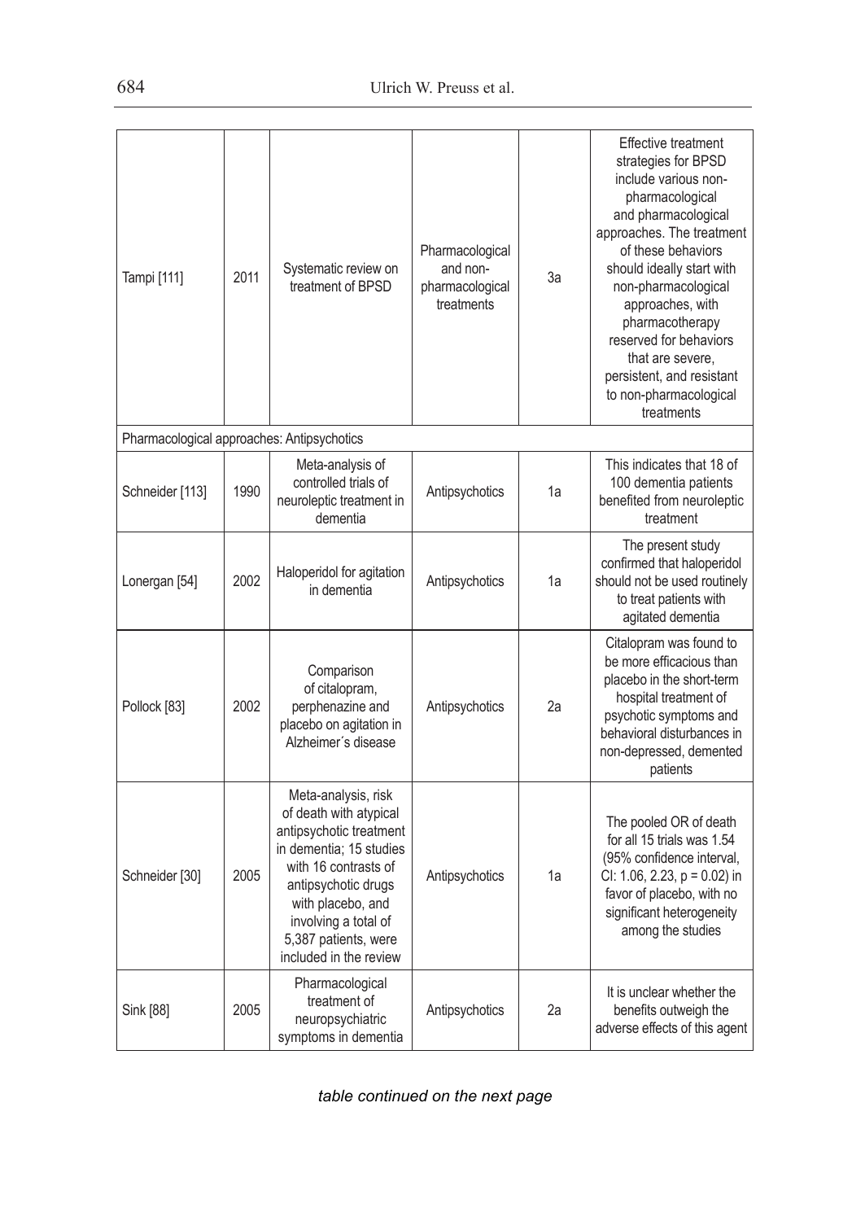| | | | | | |
|---|---|---|---|---|---|
| Tampi [111] | 2011 | Systematic review on treatment of BPSD | Pharmacological and non-pharmacological treatments | 3a | Effective treatment strategies for BPSD include various non-pharmacological and pharmacological approaches. The treatment of these behaviors should ideally start with non-pharmacological approaches, with pharmacotherapy reserved for behaviors that are severe, persistent, and resistant to non-pharmacological treatments |
| Pharmacological approaches: Antipsychotics | | | | | |
| Schneider [113] | 1990 | Meta-analysis of controlled trials of neuroleptic treatment in dementia | Antipsychotics | 1a | This indicates that 18 of 100 dementia patients benefited from neuroleptic treatment |
| Lonergan [54] | 2002 | Haloperidol for agitation in dementia | Antipsychotics | 1a | The present study confirmed that haloperidol should not be used routinely to treat patients with agitated dementia |
| Pollock [83] | 2002 | Comparison of citalopram, perphenazine and placebo on agitation in Alzheimer´s disease | Antipsychotics | 2a | Citalopram was found to be more efficacious than placebo in the short-term hospital treatment of psychotic symptoms and behavioral disturbances in non-depressed, demented patients |
| Schneider [30] | 2005 | Meta-analysis, risk of death with atypical antipsychotic treatment in dementia; 15 studies with 16 contrasts of antipsychotic drugs with placebo, and involving a total of 5,387 patients, were included in the review | Antipsychotics | 1a | The pooled OR of death for all 15 trials was 1.54 (95% confidence interval, CI: 1.06, 2.23, $p = 0.02$) in favor of placebo, with no significant heterogeneity among the studies |
| Sink [88] | 2005 | Pharmacological treatment of neuropsychiatric symptoms in dementia | Antipsychotics | 2a | It is unclear whether the benefits outweigh the adverse effects of this agent |

*table continued on the next page*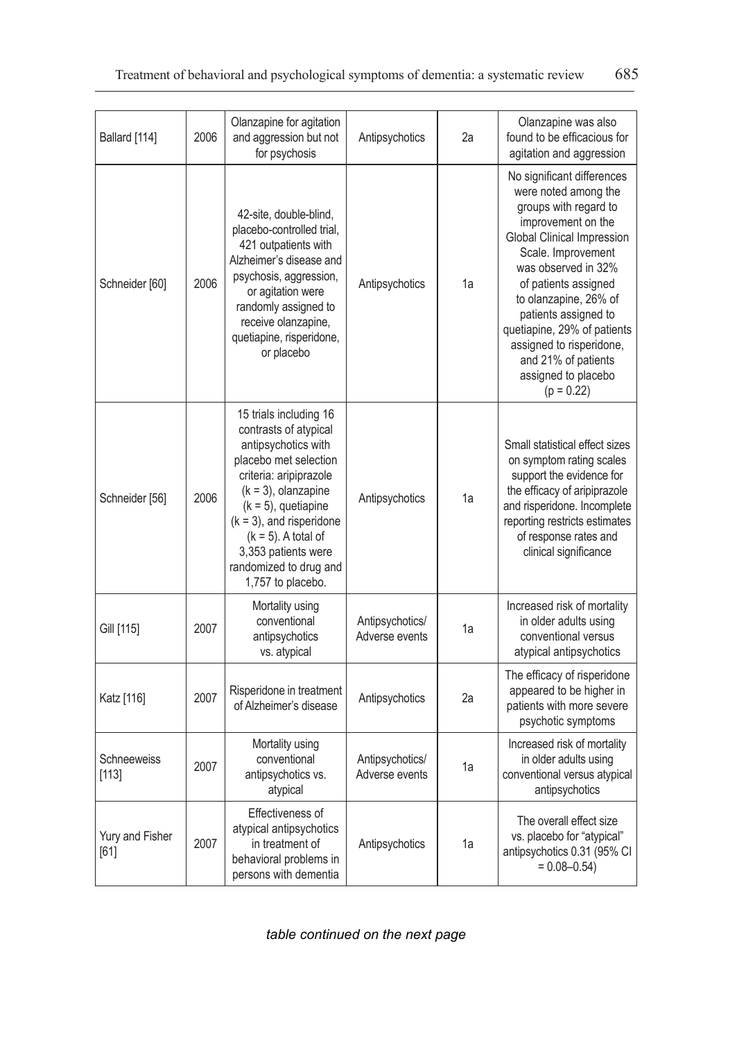| | | | | | |
|---|---|---|---|---|---|
| Ballard [114] | 2006 | Olanzapine for agitation and aggression but not for psychosis | Antipsychotics | 2a | Olanzapine was also found to be efficacious for agitation and aggression |
| Schneider [60] | 2006 | 42-site, double-blind, placebo-controlled trial, 421 outpatients with Alzheimer's disease and psychosis, aggression, or agitation were randomly assigned to receive olanzapine, quetiapine, risperidone, or placebo | Antipsychotics | 1a | No significant differences were noted among the groups with regard to improvement on the Global Clinical Impression Scale. Improvement was observed in 32% of patients assigned to olanzapine, 26% of patients assigned to quetiapine, 29% of patients assigned to risperidone, and 21% of patients assigned to placebo ($p = 0.22$) |
| Schneider [56] | 2006 | 15 trials including 16 contrasts of atypical antipsychotics with placebo met selection criteria: aripiprazole ($k = 3$), olanzapine ($k = 5$), quetiapine ($k = 3$), and risperidone ($k = 5$). A total of 3,353 patients were randomized to drug and 1,757 to placebo. | Antipsychotics | 1a | Small statistical effect sizes on symptom rating scales support the evidence for the efficacy of aripiprazole and risperidone. Incomplete reporting restricts estimates of response rates and clinical significance |
| Gill [115] | 2007 | Mortality using conventional antipsychotics vs. atypical | Antipsychotics/ Adverse events | 1a | Increased risk of mortality in older adults using conventional versus atypical antipsychotics |
| Katz [116] | 2007 | Risperidone in treatment of Alzheimer's disease | Antipsychotics | 2a | The efficacy of risperidone appeared to be higher in patients with more severe psychotic symptoms |
| Schneeweiss [113] | 2007 | Mortality using conventional antipsychotics vs. atypical | Antipsychotics/ Adverse events | 1a | Increased risk of mortality in older adults using conventional versus atypical antipsychotics |
| Yury and Fisher [61] | 2007 | Effectiveness of atypical antipsychotics in treatment of behavioral problems in persons with dementia | Antipsychotics | 1a | The overall effect size vs. placebo for "atypical" antipsychotics 0.31 (95% CI = 0.08–0.54) |

*table continued on the next page*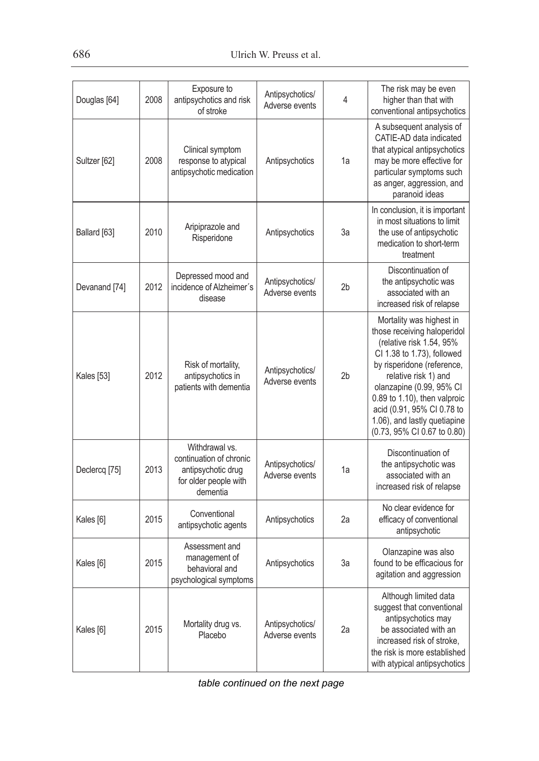| | | | | | |
|---|---|---|---|---|---|
| Douglas [64] | 2008 | Exposure to antipsychotics and risk of stroke | Antipsychotics/ Adverse events | 4 | The risk may be even higher than that with conventional antipsychotics |
| Sultzer [62] | 2008 | Clinical symptom response to atypical antipsychotic medication | Antipsychotics | 1a | A subsequent analysis of CATIE-AD data indicated that atypical antipsychotics may be more effective for particular symptoms such as anger, aggression, and paranoid ideas |
| Ballard [63] | 2010 | Aripiprazole and Risperidone | Antipsychotics | 3a | In conclusion, it is important in most situations to limit the use of antipsychotic medication to short-term treatment |
| Devanand [74] | 2012 | Depressed mood and incidence of Alzheimer´s disease | Antipsychotics/ Adverse events | 2b | Discontinuation of the antipsychotic was associated with an increased risk of relapse |
| Kales [53] | 2012 | Risk of mortality, antipsychotics in patients with dementia | Antipsychotics/ Adverse events | 2b | Mortality was highest in those receiving haloperidol (relative risk 1.54, 95% CI 1.38 to 1.73), followed by risperidone (reference, relative risk 1) and olanzapine (0.99, 95% CI 0.89 to 1.10), then valproic acid (0.91, 95% CI 0.78 to 1.06), and lastly quetiapine (0.73, 95% CI 0.67 to 0.80) |
| Declercq [75] | 2013 | Withdrawal vs. continuation of chronic antipsychotic drug for older people with dementia | Antipsychotics/ Adverse events | 1a | Discontinuation of the antipsychotic was associated with an increased risk of relapse |
| Kales [6] | 2015 | Conventional antipsychotic agents | Antipsychotics | 2a | No clear evidence for efficacy of conventional antipsychotic |
| Kales [6] | 2015 | Assessment and management of behavioral and psychological symptoms | Antipsychotics | 3a | Olanzapine was also found to be efficacious for agitation and aggression |
| Kales [6] | 2015 | Mortality drug vs. Placebo | Antipsychotics/ Adverse events | 2a | Although limited data suggest that conventional antipsychotics may be associated with an increased risk of stroke, the risk is more established with atypical antipsychotics |

*table continued on the next page*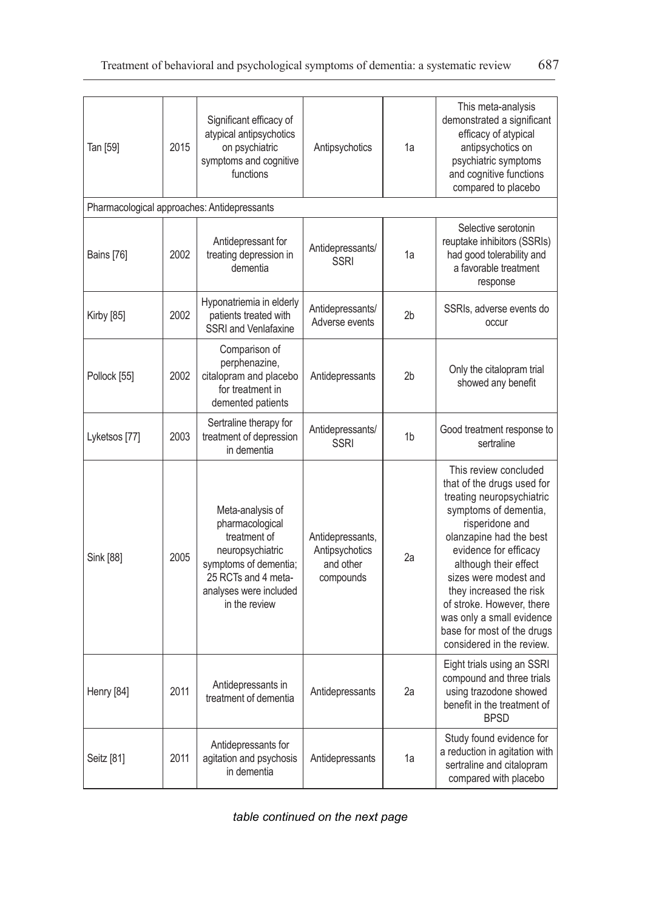| Tan [59] | 2015 | Significant efficacy of atypical antipsychotics on psychiatric symptoms and cognitive functions | Antipsychotics | 1a | This meta-analysis demonstrated a significant efficacy of atypical antipsychotics on psychiatric symptoms and cognitive functions compared to placebo |
|---|---|---|---|---|---|
| Pharmacological approaches: Antidepressants | | | | | |
| Bains [76] | 2002 | Antidepressant for treating depression in dementia | Antidepressants/ SSRI | 1a | Selective serotonin reuptake inhibitors (SSRIs) had good tolerability and a favorable treatment response |
| Kirby [85] | 2002 | Hyponatriemia in elderly patients treated with SSRI and Venlafaxine | Antidepressants/ Adverse events | 2b | SSRIs, adverse events do occur |
| Pollock [55] | 2002 | Comparison of perphenazine, citalopram and placebo for treatment in demented patients | Antidepressants | 2b | Only the citalopram trial showed any benefit |
| Lyketsos [77] | 2003 | Sertraline therapy for treatment of depression in dementia | Antidepressants/ SSRI | 1b | Good treatment response to sertraline |
| Sink [88] | 2005 | Meta-analysis of pharmacological treatment of neuropsychiatric symptoms of dementia; 25 RCTs and 4 meta-analyses were included in the review | Antidepressants, Antipsychotics and other compounds | 2a | This review concluded that of the drugs used for treating neuropsychiatric symptoms of dementia, risperidone and olanzapine had the best evidence for efficacy although their effect sizes were modest and they increased the risk of stroke. However, there was only a small evidence base for most of the drugs considered in the review. |
| Henry [84] | 2011 | Antidepressants in treatment of dementia | Antidepressants | 2a | Eight trials using an SSRI compound and three trials using trazodone showed benefit in the treatment of BPSD |
| Seitz [81] | 2011 | Antidepressants for agitation and psychosis in dementia | Antidepressants | 1a | Study found evidence for a reduction in agitation with sertraline and citalopram compared with placebo |

*table continued on the next page*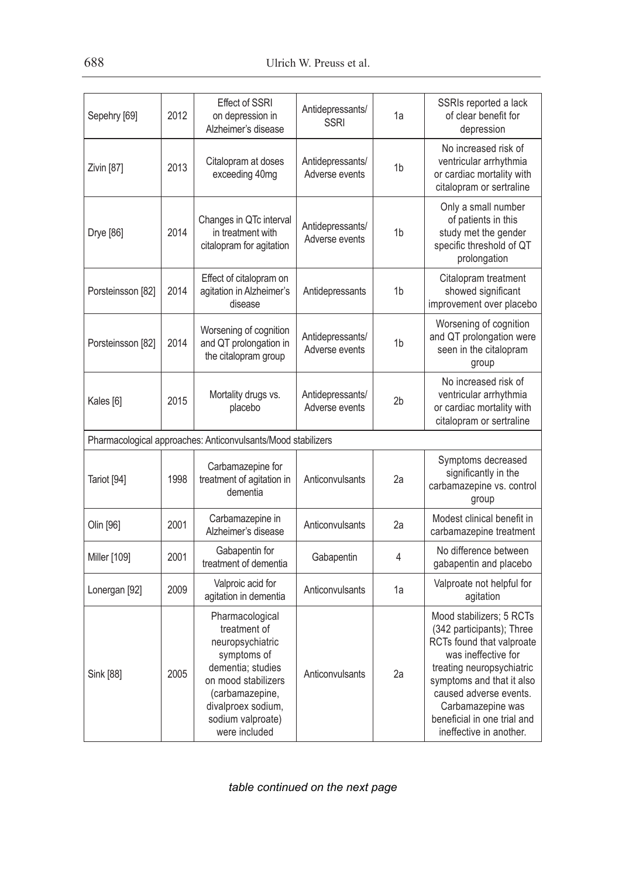| | | | | | |
|---|---|---|---|---|---|
| Sepehry [69] | 2012 | Effect of SSRI on depression in Alzheimer's disease | Antidepressants/ SSRI | 1a | SSRIs reported a lack of clear benefit for depression |
| Zivin [87] | 2013 | Citalopram at doses exceeding 40mg | Antidepressants/ Adverse events | 1b | No increased risk of ventricular arrhythmia or cardiac mortality with citalopram or sertraline |
| Drye [86] | 2014 | Changes in QTc interval in treatment with citalopram for agitation | Antidepressants/ Adverse events | 1b | Only a small number of patients in this study met the gender specific threshold of QT prolongation |
| Porsteinsson [82] | 2014 | Effect of citalopram on agitation in Alzheimer's disease | Antidepressants | 1b | Citalopram treatment showed significant improvement over placebo |
| Porsteinsson [82] | 2014 | Worsening of cognition and QT prolongation in the citalopram group | Antidepressants/ Adverse events | 1b | Worsening of cognition and QT prolongation were seen in the citalopram group |
| Kales [6] | 2015 | Mortality drugs vs. placebo | Antidepressants/ Adverse events | 2b | No increased risk of ventricular arrhythmia or cardiac mortality with citalopram or sertraline |
| Pharmacological approaches: Anticonvulsants/Mood stabilizers | | | | | |
| Tariot [94] | 1998 | Carbamazepine for treatment of agitation in dementia | Anticonvulsants | 2a | Symptoms decreased significantly in the carbamazepine vs. control group |
| Olin [96] | 2001 | Carbamazepine in Alzheimer's disease | Anticonvulsants | 2a | Modest clinical benefit in carbamazepine treatment |
| Miller [109] | 2001 | Gabapentin for treatment of dementia | Gabapentin | 4 | No difference between gabapentin and placebo |
| Lonergan [92] | 2009 | Valproic acid for agitation in dementia | Anticonvulsants | 1a | Valproate not helpful for agitation |
| Sink [88] | 2005 | Pharmacological treatment of neuropsychiatric symptoms of dementia; studies on mood stabilizers (carbamazepine, divalproex sodium, sodium valproate) were included | Anticonvulsants | 2a | Mood stabilizers; 5 RCTs (342 participants); Three RCTs found that valproate was ineffective for treating neuropsychiatric symptoms and that it also caused adverse events. Carbamazepine was beneficial in one trial and ineffective in another. |

*table continued on the next page*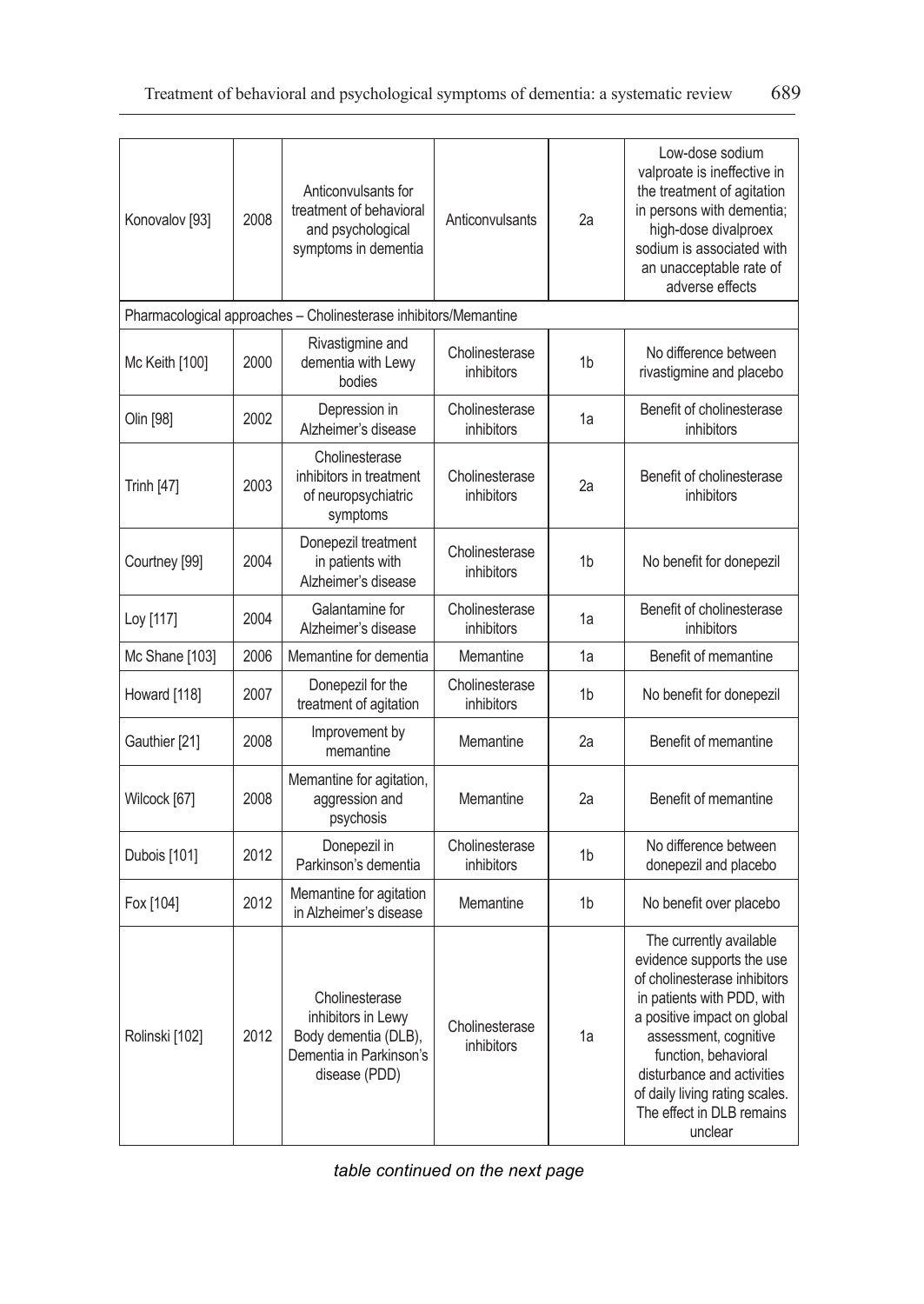| | | | | | |
|---|---|---|---|---|---|
| Konovalov [93] | 2008 | Anticonvulsants for treatment of behavioral and psychological symptoms in dementia | Anticonvulsants | 2a | Low-dose sodium valproate is ineffective in the treatment of agitation in persons with dementia; high-dose divalproex sodium is associated with an unacceptable rate of adverse effects |
| Pharmacological approaches – Cholinesterase inhibitors/Memantine | | | | | |
| Mc Keith [100] | 2000 | Rivastigmine and dementia with Lewy bodies | Cholinesterase inhibitors | 1b | No difference between rivastigmine and placebo |
| Olin [98] | 2002 | Depression in Alzheimer's disease | Cholinesterase inhibitors | 1a | Benefit of cholinesterase inhibitors |
| Trinh [47] | 2003 | Cholinesterase inhibitors in treatment of neuropsychiatric symptoms | Cholinesterase inhibitors | 2a | Benefit of cholinesterase inhibitors |
| Courtney [99] | 2004 | Donepezil treatment in patients with Alzheimer's disease | Cholinesterase inhibitors | 1b | No benefit for donepezil |
| Loy [117] | 2004 | Galantamine for Alzheimer's disease | Cholinesterase inhibitors | 1a | Benefit of cholinesterase inhibitors |
| Mc Shane [103] | 2006 | Memantine for dementia | Memantine | 1a | Benefit of memantine |
| Howard [118] | 2007 | Donepezil for the treatment of agitation | Cholinesterase inhibitors | 1b | No benefit for donepezil |
| Gauthier [21] | 2008 | Improvement by memantine | Memantine | 2a | Benefit of memantine |
| Wilcock [67] | 2008 | Memantine for agitation, aggression and psychosis | Memantine | 2a | Benefit of memantine |
| Dubois [101] | 2012 | Donepezil in Parkinson's dementia | Cholinesterase inhibitors | 1b | No difference between donepezil and placebo |
| Fox [104] | 2012 | Memantine for agitation in Alzheimer's disease | Memantine | 1b | No benefit over placebo |
| Rolinski [102] | 2012 | Cholinesterase inhibitors in Lewy Body dementia (DLB), Dementia in Parkinson's disease (PDD) | Cholinesterase inhibitors | 1a | The currently available evidence supports the use of cholinesterase inhibitors in patients with PDD, with a positive impact on global assessment, cognitive function, behavioral disturbance and activities of daily living rating scales. The effect in DLB remains unclear |

*table continued on the next page*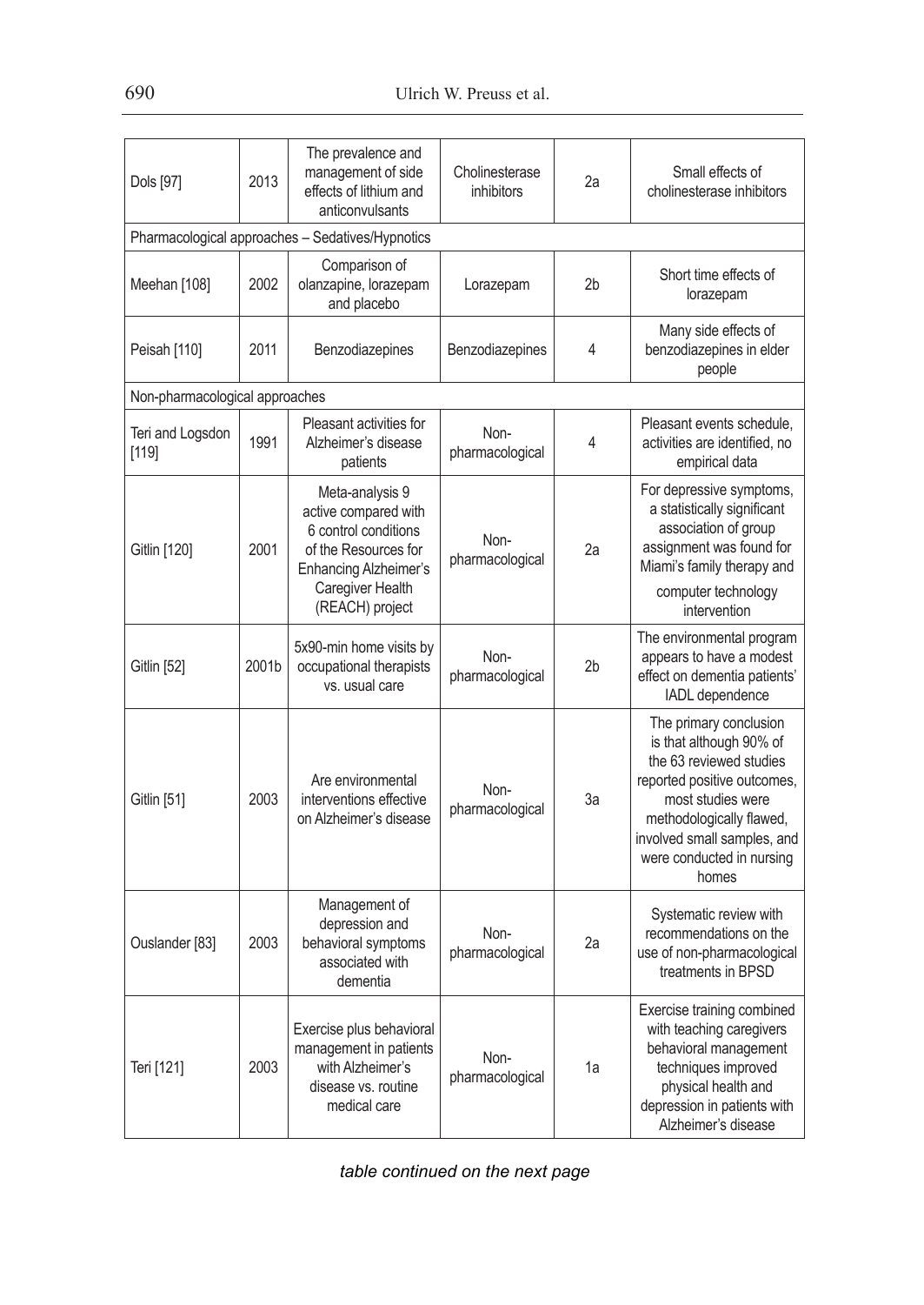| | | | | | |
|---|---|---|---|---|---|
| Dols [97] | 2013 | The prevalence and management of side effects of lithium and anticonvulsants | Cholinesterase inhibitors | 2a | Small effects of cholinesterase inhibitors |
| Pharmacological approaches – Sedatives/Hypnotics | | | | | |
| Meehan [108] | 2002 | Comparison of olanzapine, lorazepam and placebo | Lorazepam | 2b | Short time effects of lorazepam |
| Peisah [110] | 2011 | Benzodiazepines | Benzodiazepines | 4 | Many side effects of benzodiazepines in elder people |
| Non-pharmacological approaches | | | | | |
| Teri and Logsdon [119] | 1991 | Pleasant activities for Alzheimer's disease patients | Non-pharmacological | 4 | Pleasant events schedule, activities are identified, no empirical data |
| Gitlin [120] | 2001 | Meta-analysis 9 active compared with 6 control conditions of the Resources for Enhancing Alzheimer's Caregiver Health (REACH) project | Non-pharmacological | 2a | For depressive symptoms, a statistically significant association of group assignment was found for Miami's family therapy and computer technology intervention |
| Gitlin [52] | 2001b | 5x90-min home visits by occupational therapists vs. usual care | Non-pharmacological | 2b | The environmental program appears to have a modest effect on dementia patients' IADL dependence |
| Gitlin [51] | 2003 | Are environmental interventions effective on Alzheimer's disease | Non-pharmacological | 3a | The primary conclusion is that although 90% of the 63 reviewed studies reported positive outcomes, most studies were methodologically flawed, involved small samples, and were conducted in nursing homes |
| Ouslander [83] | 2003 | Management of depression and behavioral symptoms associated with dementia | Non-pharmacological | 2a | Systematic review with recommendations on the use of non-pharmacological treatments in BPSD |
| Teri [121] | 2003 | Exercise plus behavioral management in patients with Alzheimer's disease vs. routine medical care | Non-pharmacological | 1a | Exercise training combined with teaching caregivers behavioral management techniques improved physical health and depression in patients with Alzheimer's disease |

*table continued on the next page*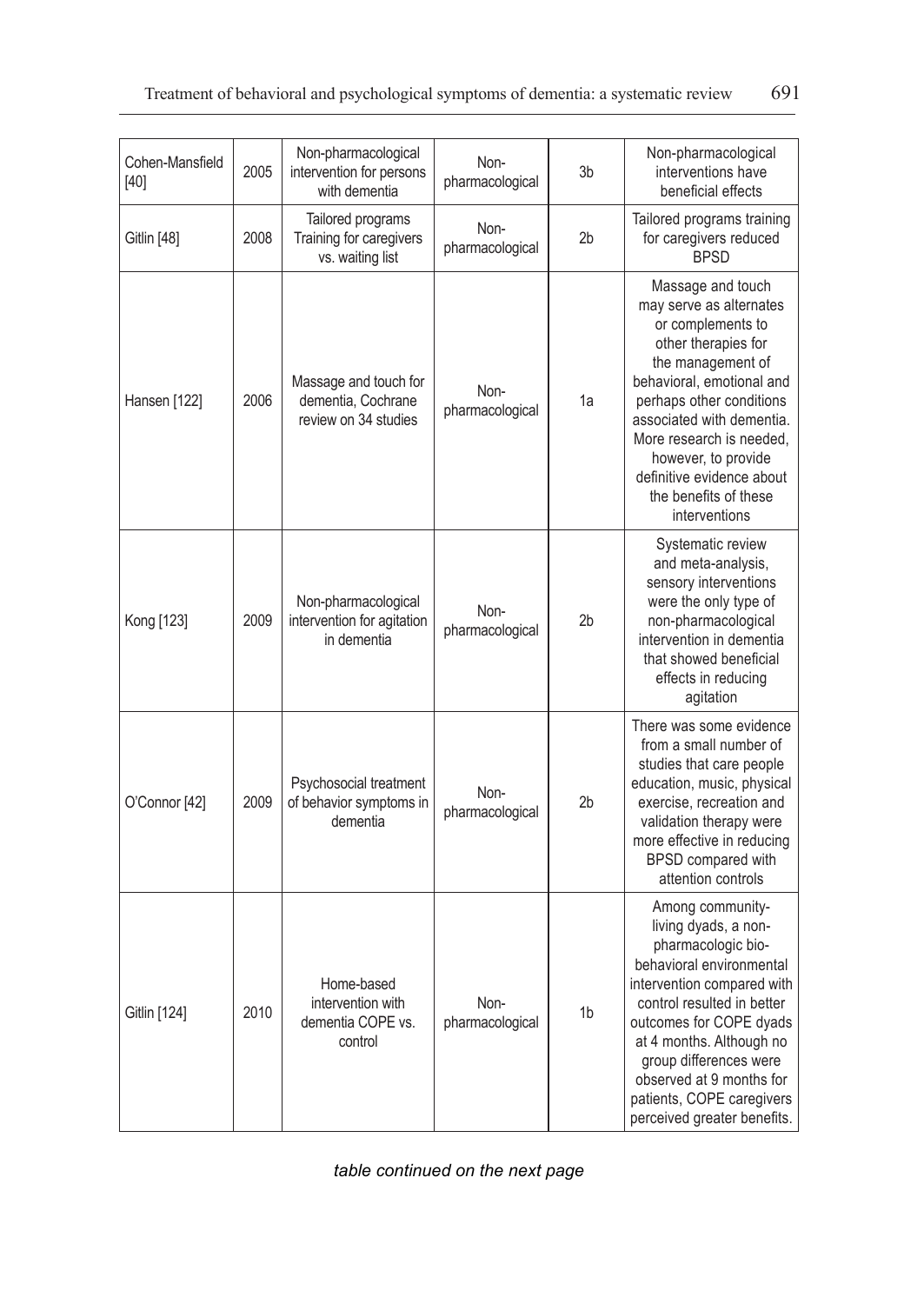| Cohen-Mansfield [40] | 2005 | Non-pharmacological intervention for persons with dementia | Non-pharmacological | 3b | Non-pharmacological interventions have beneficial effects |
|---|---|---|---|---|---|
| Gitlin [48] | 2008 | Tailored programs Training for caregivers vs. waiting list | Non-pharmacological | 2b | Tailored programs training for caregivers reduced BPSD |
| Hansen [122] | 2006 | Massage and touch for dementia, Cochrane review on 34 studies | Non-pharmacological | 1a | Massage and touch may serve as alternates or complements to other therapies for the management of behavioral, emotional and perhaps other conditions associated with dementia. More research is needed, however, to provide definitive evidence about the benefits of these interventions |
| Kong [123] | 2009 | Non-pharmacological intervention for agitation in dementia | Non-pharmacological | 2b | Systematic review and meta-analysis, sensory interventions were the only type of non-pharmacological intervention in dementia that showed beneficial effects in reducing agitation |
| O'Connor [42] | 2009 | Psychosocial treatment of behavior symptoms in dementia | Non-pharmacological | 2b | There was some evidence from a small number of studies that care people education, music, physical exercise, recreation and validation therapy were more effective in reducing BPSD compared with attention controls |
| Gitlin [124] | 2010 | Home-based intervention with dementia COPE vs. control | Non-pharmacological | 1b | Among community-living dyads, a non-pharmacologic bio-behavioral environmental intervention compared with control resulted in better outcomes for COPE dyads at 4 months. Although no group differences were observed at 9 months for patients, COPE caregivers perceived greater benefits. |

*table continued on the next page*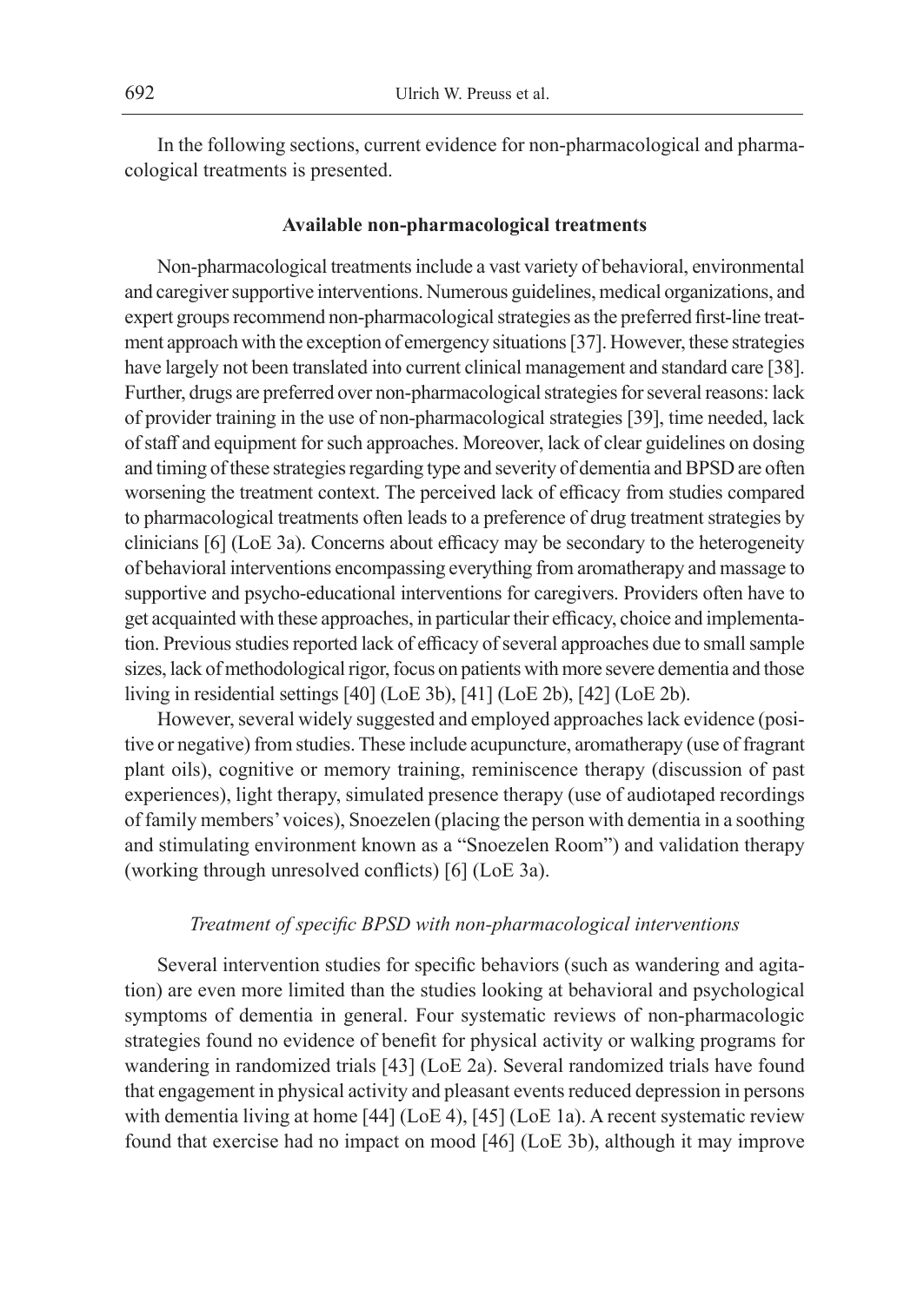In the following sections, current evidence for non-pharmacological and pharmacological treatments is presented.

### Available non-pharmacological treatments

Non-pharmacological treatments include a vast variety of behavioral, environmental and caregiver supportive interventions. Numerous guidelines, medical organizations, and expert groups recommend non-pharmacological strategies as the preferred first-line treatment approach with the exception of emergency situations [37]. However, these strategies have largely not been translated into current clinical management and standard care [38]. Further, drugs are preferred over non-pharmacological strategies for several reasons: lack of provider training in the use of non-pharmacological strategies [39], time needed, lack of staff and equipment for such approaches. Moreover, lack of clear guidelines on dosing and timing of these strategies regarding type and severity of dementia and BPSD are often worsening the treatment context. The perceived lack of efficacy from studies compared to pharmacological treatments often leads to a preference of drug treatment strategies by clinicians [6] (LoE 3a). Concerns about efficacy may be secondary to the heterogeneity of behavioral interventions encompassing everything from aromatherapy and massage to supportive and psycho-educational interventions for caregivers. Providers often have to get acquainted with these approaches, in particular their efficacy, choice and implementation. Previous studies reported lack of efficacy of several approaches due to small sample sizes, lack of methodological rigor, focus on patients with more severe dementia and those living in residential settings [40] (LoE 3b), [41] (LoE 2b), [42] (LoE 2b).

However, several widely suggested and employed approaches lack evidence (positive or negative) from studies. These include acupuncture, aromatherapy (use of fragrant plant oils), cognitive or memory training, reminiscence therapy (discussion of past experiences), light therapy, simulated presence therapy (use of audiotaped recordings of family members' voices), Snoezelen (placing the person with dementia in a soothing and stimulating environment known as a "Snoezelen Room") and validation therapy (working through unresolved conflicts) [6] (LoE 3a).

#### *Treatment of specific BPSD with non-pharmacological interventions*

Several intervention studies for specific behaviors (such as wandering and agitation) are even more limited than the studies looking at behavioral and psychological symptoms of dementia in general. Four systematic reviews of non-pharmacologic strategies found no evidence of benefit for physical activity or walking programs for wandering in randomized trials [43] (LoE 2a). Several randomized trials have found that engagement in physical activity and pleasant events reduced depression in persons with dementia living at home [44] (LoE 4), [45] (LoE 1a). A recent systematic review found that exercise had no impact on mood [46] (LoE 3b), although it may improve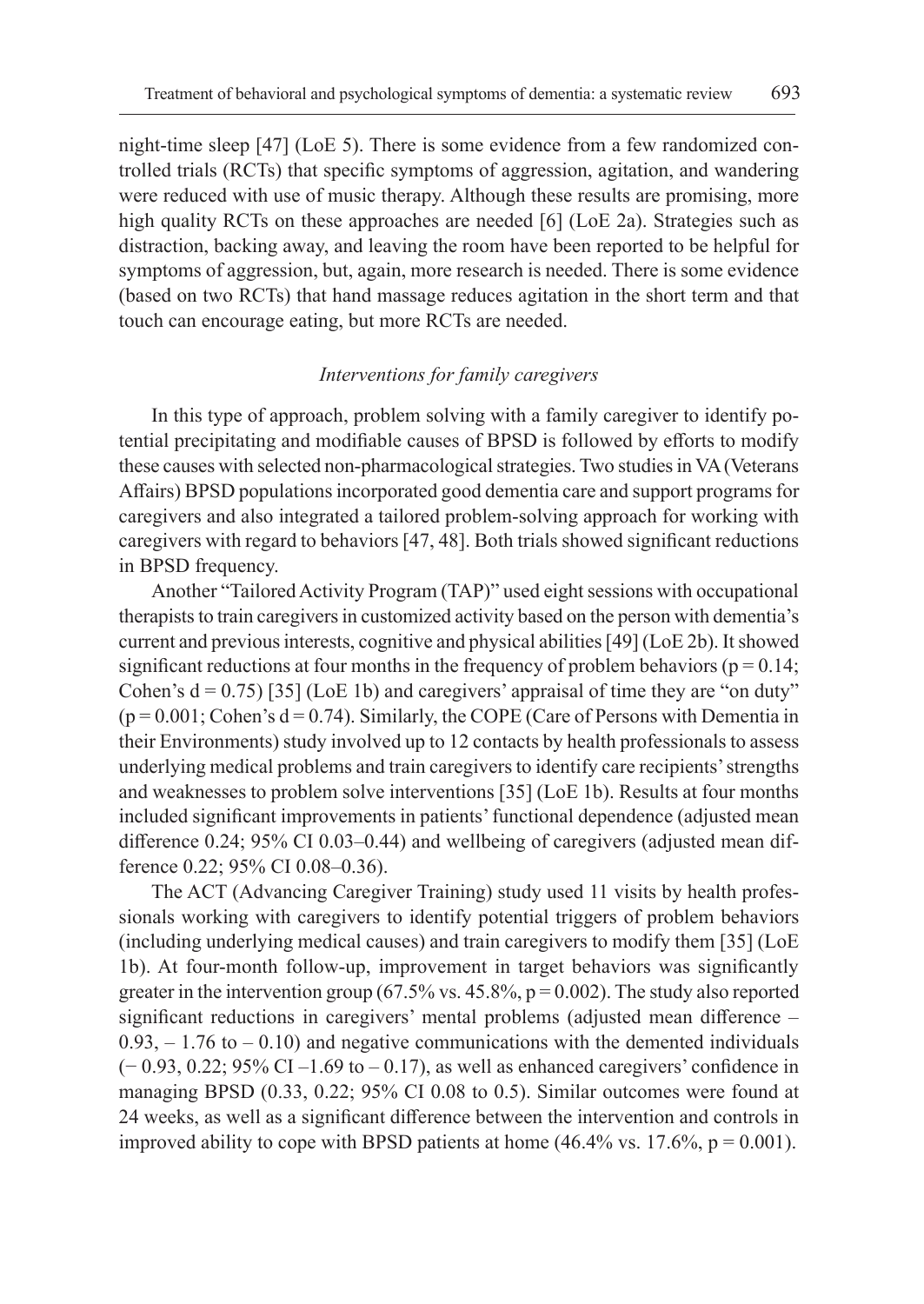night-time sleep [47] (LoE 5). There is some evidence from a few randomized controlled trials (RCTs) that specific symptoms of aggression, agitation, and wandering were reduced with use of music therapy. Although these results are promising, more high quality RCTs on these approaches are needed [6] (LoE 2a). Strategies such as distraction, backing away, and leaving the room have been reported to be helpful for symptoms of aggression, but, again, more research is needed. There is some evidence (based on two RCTs) that hand massage reduces agitation in the short term and that touch can encourage eating, but more RCTs are needed.

### *Interventions for family caregivers*

In this type of approach, problem solving with a family caregiver to identify potential precipitating and modifiable causes of BPSD is followed by efforts to modify these causes with selected non-pharmacological strategies. Two studies in VA (Veterans Affairs) BPSD populations incorporated good dementia care and support programs for caregivers and also integrated a tailored problem-solving approach for working with caregivers with regard to behaviors [47, 48]. Both trials showed significant reductions in BPSD frequency.

Another "Tailored Activity Program (TAP)" used eight sessions with occupational therapists to train caregivers in customized activity based on the person with dementia's current and previous interests, cognitive and physical abilities [49] (LoE 2b). It showed significant reductions at four months in the frequency of problem behaviors ($p = 0.14$; Cohen's $d = 0.75$) [35] (LoE 1b) and caregivers' appraisal of time they are "on duty" ($p = 0.001$; Cohen's $d = 0.74$). Similarly, the COPE (Care of Persons with Dementia in their Environments) study involved up to 12 contacts by health professionals to assess underlying medical problems and train caregivers to identify care recipients' strengths and weaknesses to problem solve interventions [35] (LoE 1b). Results at four months included significant improvements in patients' functional dependence (adjusted mean difference 0.24; 95% CI 0.03–0.44) and wellbeing of caregivers (adjusted mean difference 0.22; 95% CI 0.08–0.36).

The ACT (Advancing Caregiver Training) study used 11 visits by health professionals working with caregivers to identify potential triggers of problem behaviors (including underlying medical causes) and train caregivers to modify them [35] (LoE 1b). At four-month follow-up, improvement in target behaviors was significantly greater in the intervention group (67.5% vs. 45.8%, $p = 0.002$). The study also reported significant reductions in caregivers' mental problems (adjusted mean difference – 0.93, – 1.76 to – 0.10) and negative communications with the demented individuals (− 0.93, 0.22; 95% CI –1.69 to – 0.17), as well as enhanced caregivers' confidence in managing BPSD (0.33, 0.22; 95% CI 0.08 to 0.5). Similar outcomes were found at 24 weeks, as well as a significant difference between the intervention and controls in improved ability to cope with BPSD patients at home (46.4% vs. 17.6%, $p = 0.001$).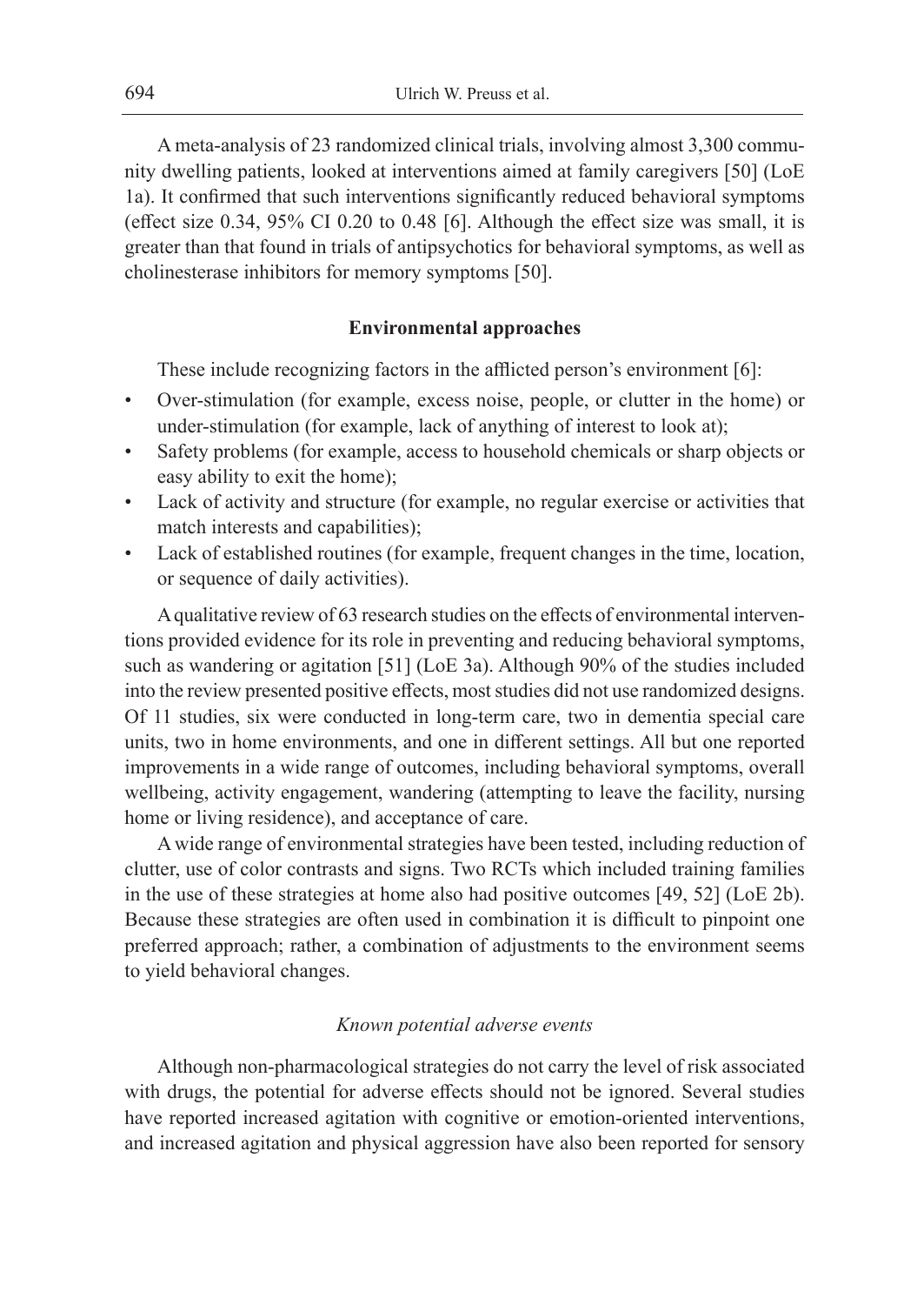A meta-analysis of 23 randomized clinical trials, involving almost 3,300 community dwelling patients, looked at interventions aimed at family caregivers [50] (LoE 1a). It confirmed that such interventions significantly reduced behavioral symptoms (effect size 0.34, 95% CI 0.20 to 0.48 [6]. Although the effect size was small, it is greater than that found in trials of antipsychotics for behavioral symptoms, as well as cholinesterase inhibitors for memory symptoms [50].

### Environmental approaches

These include recognizing factors in the afflicted person's environment [6]:

- Over-stimulation (for example, excess noise, people, or clutter in the home) or under-stimulation (for example, lack of anything of interest to look at);
- Safety problems (for example, access to household chemicals or sharp objects or easy ability to exit the home);
- Lack of activity and structure (for example, no regular exercise or activities that match interests and capabilities);
- Lack of established routines (for example, frequent changes in the time, location, or sequence of daily activities).

A qualitative review of 63 research studies on the effects of environmental interventions provided evidence for its role in preventing and reducing behavioral symptoms, such as wandering or agitation [51] (LoE 3a). Although 90% of the studies included into the review presented positive effects, most studies did not use randomized designs. Of 11 studies, six were conducted in long-term care, two in dementia special care units, two in home environments, and one in different settings. All but one reported improvements in a wide range of outcomes, including behavioral symptoms, overall wellbeing, activity engagement, wandering (attempting to leave the facility, nursing home or living residence), and acceptance of care.

A wide range of environmental strategies have been tested, including reduction of clutter, use of color contrasts and signs. Two RCTs which included training families in the use of these strategies at home also had positive outcomes [49, 52] (LoE 2b). Because these strategies are often used in combination it is difficult to pinpoint one preferred approach; rather, a combination of adjustments to the environment seems to yield behavioral changes.

#### *Known potential adverse events*

Although non-pharmacological strategies do not carry the level of risk associated with drugs, the potential for adverse effects should not be ignored. Several studies have reported increased agitation with cognitive or emotion-oriented interventions, and increased agitation and physical aggression have also been reported for sensory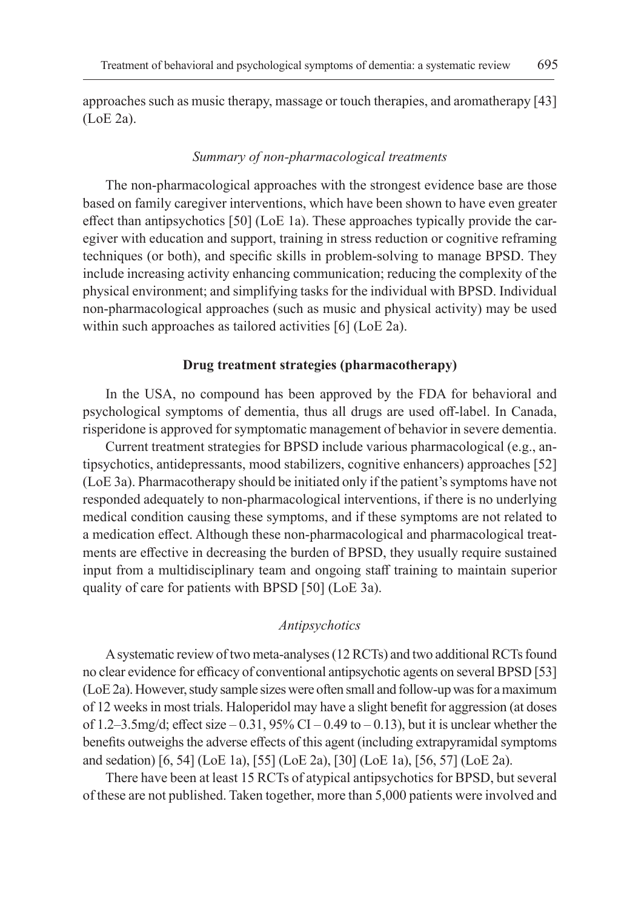approaches such as music therapy, massage or touch therapies, and aromatherapy [43] (LoE 2a).

*Summary of non-pharmacological treatments*

The non-pharmacological approaches with the strongest evidence base are those based on family caregiver interventions, which have been shown to have even greater effect than antipsychotics [50] (LoE 1a). These approaches typically provide the caregiver with education and support, training in stress reduction or cognitive reframing techniques (or both), and specific skills in problem-solving to manage BPSD. They include increasing activity enhancing communication; reducing the complexity of the physical environment; and simplifying tasks for the individual with BPSD. Individual non-pharmacological approaches (such as music and physical activity) may be used within such approaches as tailored activities [6] (LoE 2a).

## Drug treatment strategies (pharmacotherapy)

In the USA, no compound has been approved by the FDA for behavioral and psychological symptoms of dementia, thus all drugs are used off-label. In Canada, risperidone is approved for symptomatic management of behavior in severe dementia.

Current treatment strategies for BPSD include various pharmacological (e.g., antipsychotics, antidepressants, mood stabilizers, cognitive enhancers) approaches [52] (LoE 3a). Pharmacotherapy should be initiated only if the patient's symptoms have not responded adequately to non-pharmacological interventions, if there is no underlying medical condition causing these symptoms, and if these symptoms are not related to a medication effect. Although these non-pharmacological and pharmacological treatments are effective in decreasing the burden of BPSD, they usually require sustained input from a multidisciplinary team and ongoing staff training to maintain superior quality of care for patients with BPSD [50] (LoE 3a).

*Antipsychotics*

A systematic review of two meta-analyses (12 RCTs) and two additional RCTs found no clear evidence for efficacy of conventional antipsychotic agents on several BPSD [53] (LoE 2a). However, study sample sizes were often small and follow-up was for a maximum of 12 weeks in most trials. Haloperidol may have a slight benefit for aggression (at doses of 1.2–3.5mg/d; effect size – 0.31, 95% CI – 0.49 to – 0.13), but it is unclear whether the benefits outweighs the adverse effects of this agent (including extrapyramidal symptoms and sedation) [6, 54] (LoE 1a), [55] (LoE 2a), [30] (LoE 1a), [56, 57] (LoE 2a).

There have been at least 15 RCTs of atypical antipsychotics for BPSD, but several of these are not published. Taken together, more than 5,000 patients were involved and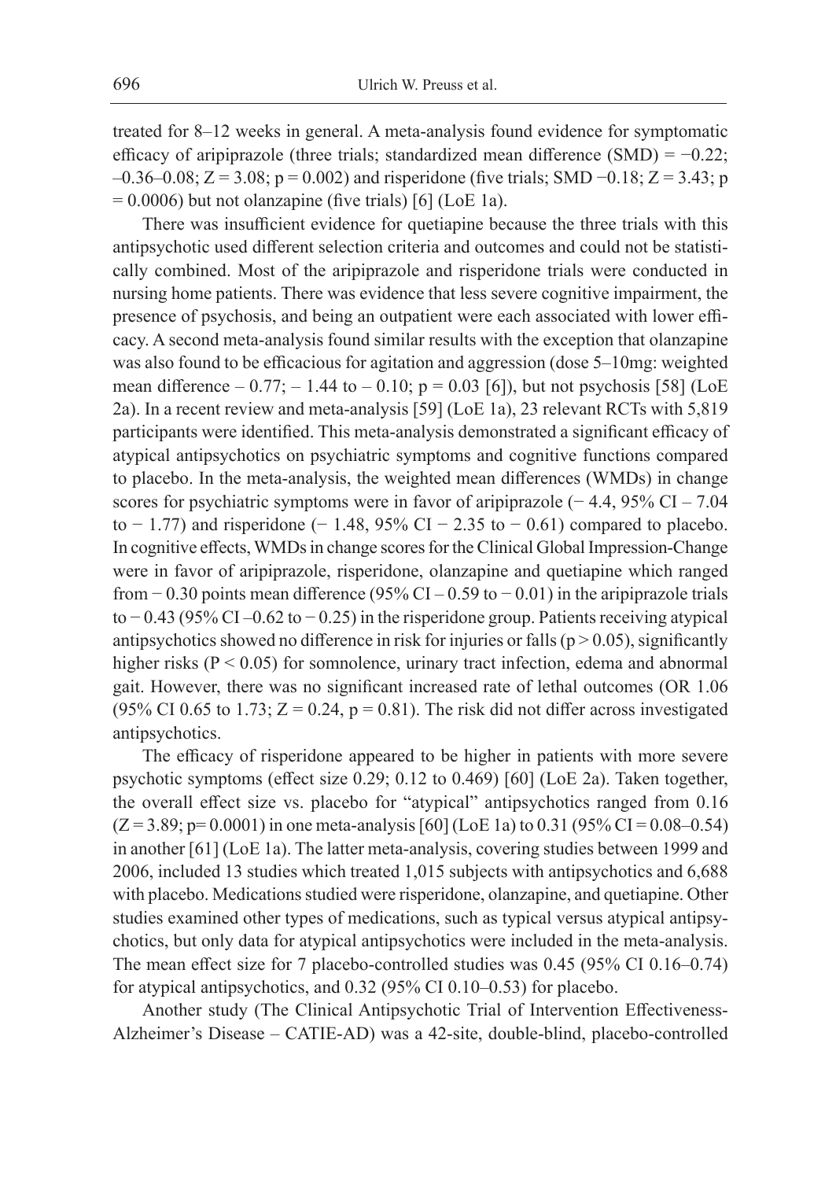treated for 8–12 weeks in general. A meta-analysis found evidence for symptomatic efficacy of aripiprazole (three trials; standardized mean difference (SMD) = −0.22; –0.36–0.08; $Z = 3.08$; $p = 0.002$) and risperidone (five trials; SMD −0.18; $Z = 3.43$; $p = 0.0006$) but not olanzapine (five trials) [6] (LoE 1a).

There was insufficient evidence for quetiapine because the three trials with this antipsychotic used different selection criteria and outcomes and could not be statistically combined. Most of the aripiprazole and risperidone trials were conducted in nursing home patients. There was evidence that less severe cognitive impairment, the presence of psychosis, and being an outpatient were each associated with lower efficacy. A second meta-analysis found similar results with the exception that olanzapine was also found to be efficacious for agitation and aggression (dose 5–10mg: weighted mean difference – 0.77; – 1.44 to – 0.10; $p = 0.03$ [6]), but not psychosis [58] (LoE 2a). In a recent review and meta-analysis [59] (LoE 1a), 23 relevant RCTs with 5,819 participants were identified. This meta-analysis demonstrated a significant efficacy of atypical antipsychotics on psychiatric symptoms and cognitive functions compared to placebo. In the meta-analysis, the weighted mean differences (WMDs) in change scores for psychiatric symptoms were in favor of aripiprazole (− 4.4, 95% CI – 7.04 to − 1.77) and risperidone (− 1.48, 95% CI − 2.35 to − 0.61) compared to placebo. In cognitive effects, WMDs in change scores for the Clinical Global Impression-Change were in favor of aripiprazole, risperidone, olanzapine and quetiapine which ranged from − 0.30 points mean difference (95% CI – 0.59 to − 0.01) in the aripiprazole trials to − 0.43 (95% CI –0.62 to − 0.25) in the risperidone group. Patients receiving atypical antipsychotics showed no difference in risk for injuries or falls ($p > 0.05$), significantly higher risks ($P < 0.05$) for somnolence, urinary tract infection, edema and abnormal gait. However, there was no significant increased rate of lethal outcomes (OR 1.06 (95% CI 0.65 to 1.73; $Z = 0.24$, $p = 0.81$). The risk did not differ across investigated antipsychotics.

The efficacy of risperidone appeared to be higher in patients with more severe psychotic symptoms (effect size 0.29; 0.12 to 0.469) [60] (LoE 2a). Taken together, the overall effect size vs. placebo for "atypical" antipsychotics ranged from 0.16 ($Z = 3.89$; $p = 0.0001$) in one meta-analysis [60] (LoE 1a) to 0.31 (95% CI = 0.08–0.54) in another [61] (LoE 1a). The latter meta-analysis, covering studies between 1999 and 2006, included 13 studies which treated 1,015 subjects with antipsychotics and 6,688 with placebo. Medications studied were risperidone, olanzapine, and quetiapine. Other studies examined other types of medications, such as typical versus atypical antipsychotics, but only data for atypical antipsychotics were included in the meta-analysis. The mean effect size for 7 placebo-controlled studies was 0.45 (95% CI 0.16–0.74) for atypical antipsychotics, and 0.32 (95% CI 0.10–0.53) for placebo.

Another study (The Clinical Antipsychotic Trial of Intervention Effectiveness-Alzheimer's Disease – CATIE-AD) was a 42-site, double-blind, placebo-controlled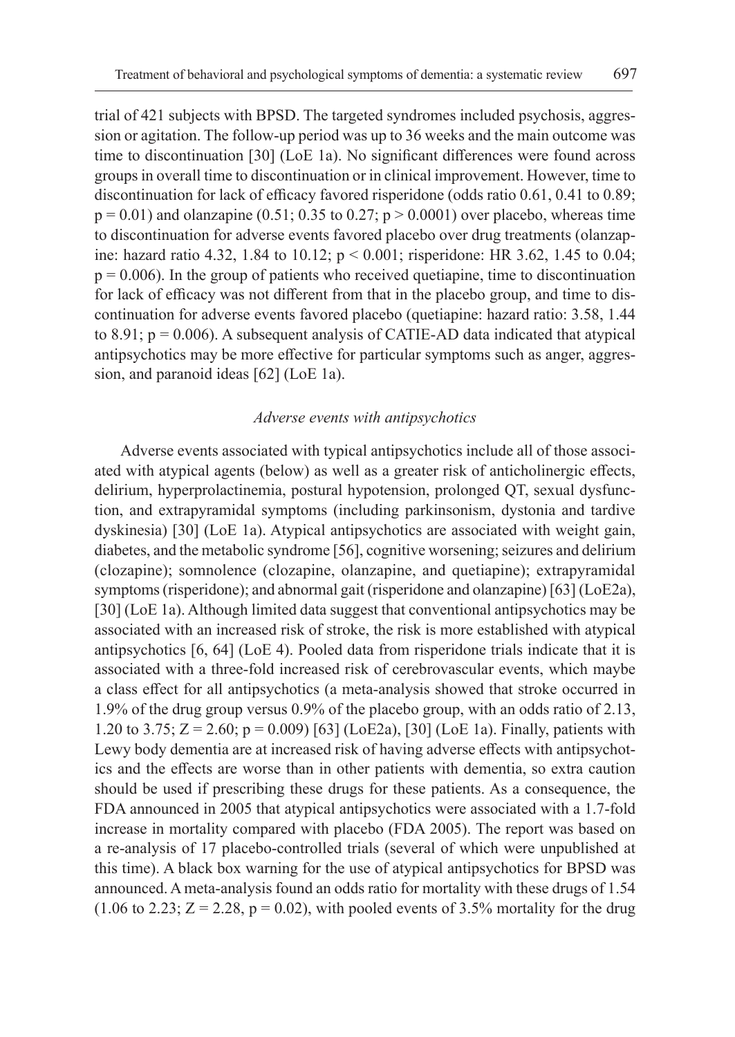trial of 421 subjects with BPSD. The targeted syndromes included psychosis, aggression or agitation. The follow-up period was up to 36 weeks and the main outcome was time to discontinuation [30] (LoE 1a). No significant differences were found across groups in overall time to discontinuation or in clinical improvement. However, time to discontinuation for lack of efficacy favored risperidone (odds ratio 0.61, 0.41 to 0.89; $p = 0.01$) and olanzapine (0.51; 0.35 to 0.27; $p > 0.0001$) over placebo, whereas time to discontinuation for adverse events favored placebo over drug treatments (olanzapine: hazard ratio 4.32, 1.84 to 10.12; $p < 0.001$; risperidone: HR 3.62, 1.45 to 0.04; $p = 0.006$). In the group of patients who received quetiapine, time to discontinuation for lack of efficacy was not different from that in the placebo group, and time to discontinuation for adverse events favored placebo (quetiapine: hazard ratio: 3.58, 1.44 to 8.91; $p = 0.006$). A subsequent analysis of CATIE-AD data indicated that atypical antipsychotics may be more effective for particular symptoms such as anger, aggression, and paranoid ideas [62] (LoE 1a).

### *Adverse events with antipsychotics*

Adverse events associated with typical antipsychotics include all of those associated with atypical agents (below) as well as a greater risk of anticholinergic effects, delirium, hyperprolactinemia, postural hypotension, prolonged QT, sexual dysfunction, and extrapyramidal symptoms (including parkinsonism, dystonia and tardive dyskinesia) [30] (LoE 1a). Atypical antipsychotics are associated with weight gain, diabetes, and the metabolic syndrome [56], cognitive worsening; seizures and delirium (clozapine); somnolence (clozapine, olanzapine, and quetiapine); extrapyramidal symptoms (risperidone); and abnormal gait (risperidone and olanzapine) [63] (LoE2a), [30] (LoE 1a). Although limited data suggest that conventional antipsychotics may be associated with an increased risk of stroke, the risk is more established with atypical antipsychotics [6, 64] (LoE 4). Pooled data from risperidone trials indicate that it is associated with a three-fold increased risk of cerebrovascular events, which maybe a class effect for all antipsychotics (a meta-analysis showed that stroke occurred in 1.9% of the drug group versus 0.9% of the placebo group, with an odds ratio of 2.13, 1.20 to 3.75; $Z = 2.60$; $p = 0.009$) [63] (LoE2a), [30] (LoE 1a). Finally, patients with Lewy body dementia are at increased risk of having adverse effects with antipsychotics and the effects are worse than in other patients with dementia, so extra caution should be used if prescribing these drugs for these patients. As a consequence, the FDA announced in 2005 that atypical antipsychotics were associated with a 1.7-fold increase in mortality compared with placebo (FDA 2005). The report was based on a re-analysis of 17 placebo-controlled trials (several of which were unpublished at this time). A black box warning for the use of atypical antipsychotics for BPSD was announced. A meta-analysis found an odds ratio for mortality with these drugs of 1.54 (1.06 to 2.23; $Z = 2.28$, $p = 0.02$), with pooled events of 3.5% mortality for the drug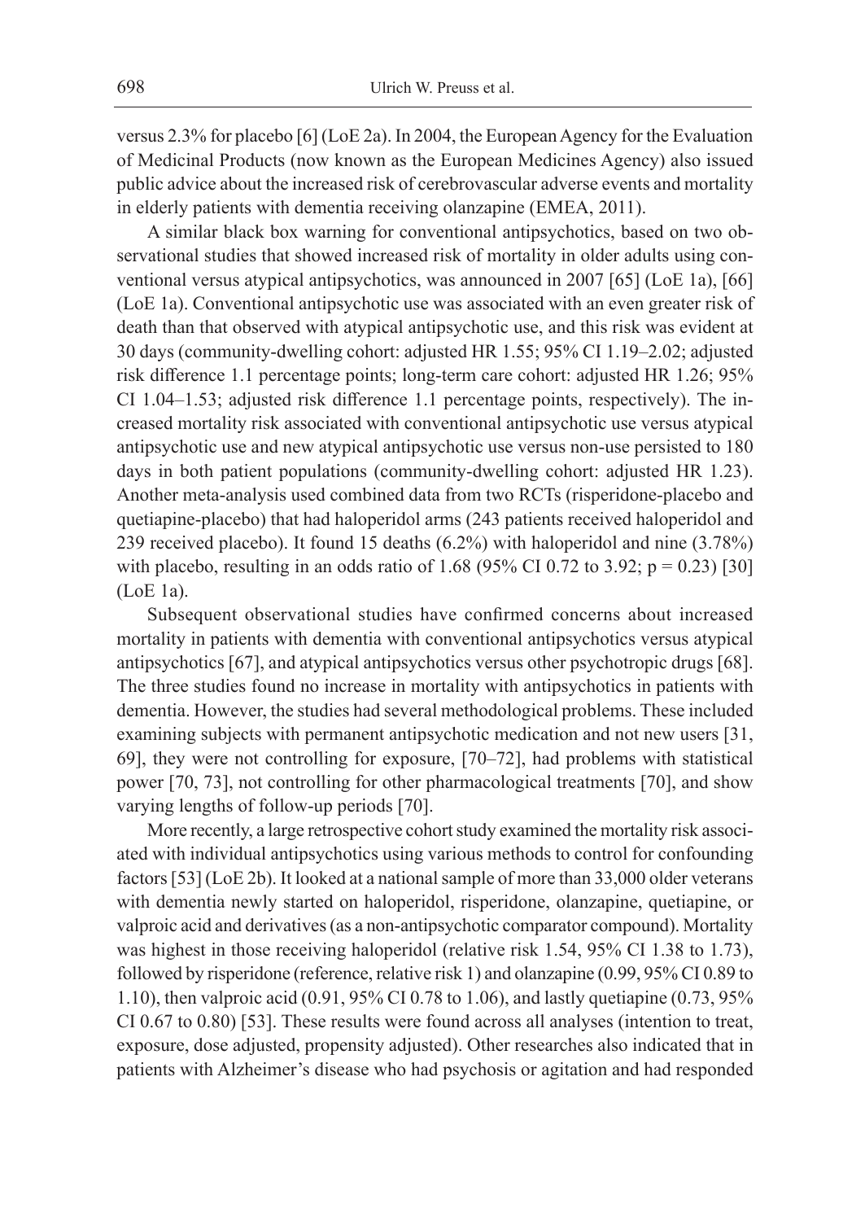versus 2.3% for placebo [6] (LoE 2a). In 2004, the European Agency for the Evaluation of Medicinal Products (now known as the European Medicines Agency) also issued public advice about the increased risk of cerebrovascular adverse events and mortality in elderly patients with dementia receiving olanzapine (EMEA, 2011).

A similar black box warning for conventional antipsychotics, based on two observational studies that showed increased risk of mortality in older adults using conventional versus atypical antipsychotics, was announced in 2007 [65] (LoE 1a), [66] (LoE 1a). Conventional antipsychotic use was associated with an even greater risk of death than that observed with atypical antipsychotic use, and this risk was evident at 30 days (community-dwelling cohort: adjusted HR 1.55; 95% CI 1.19–2.02; adjusted risk difference 1.1 percentage points; long-term care cohort: adjusted HR 1.26; 95% CI 1.04–1.53; adjusted risk difference 1.1 percentage points, respectively). The increased mortality risk associated with conventional antipsychotic use versus atypical antipsychotic use and new atypical antipsychotic use versus non-use persisted to 180 days in both patient populations (community-dwelling cohort: adjusted HR 1.23). Another meta-analysis used combined data from two RCTs (risperidone-placebo and quetiapine-placebo) that had haloperidol arms (243 patients received haloperidol and 239 received placebo). It found 15 deaths (6.2%) with haloperidol and nine (3.78%) with placebo, resulting in an odds ratio of 1.68 (95% CI 0.72 to 3.92; $p = 0.23$) [30] (LoE 1a).

Subsequent observational studies have confirmed concerns about increased mortality in patients with dementia with conventional antipsychotics versus atypical antipsychotics [67], and atypical antipsychotics versus other psychotropic drugs [68]. The three studies found no increase in mortality with antipsychotics in patients with dementia. However, the studies had several methodological problems. These included examining subjects with permanent antipsychotic medication and not new users [31, 69], they were not controlling for exposure, [70–72], had problems with statistical power [70, 73], not controlling for other pharmacological treatments [70], and show varying lengths of follow-up periods [70].

More recently, a large retrospective cohort study examined the mortality risk associated with individual antipsychotics using various methods to control for confounding factors [53] (LoE 2b). It looked at a national sample of more than 33,000 older veterans with dementia newly started on haloperidol, risperidone, olanzapine, quetiapine, or valproic acid and derivatives (as a non-antipsychotic comparator compound). Mortality was highest in those receiving haloperidol (relative risk 1.54, 95% CI 1.38 to 1.73), followed by risperidone (reference, relative risk 1) and olanzapine (0.99, 95% CI 0.89 to 1.10), then valproic acid (0.91, 95% CI 0.78 to 1.06), and lastly quetiapine (0.73, 95% CI 0.67 to 0.80) [53]. These results were found across all analyses (intention to treat, exposure, dose adjusted, propensity adjusted). Other researches also indicated that in patients with Alzheimer's disease who had psychosis or agitation and had responded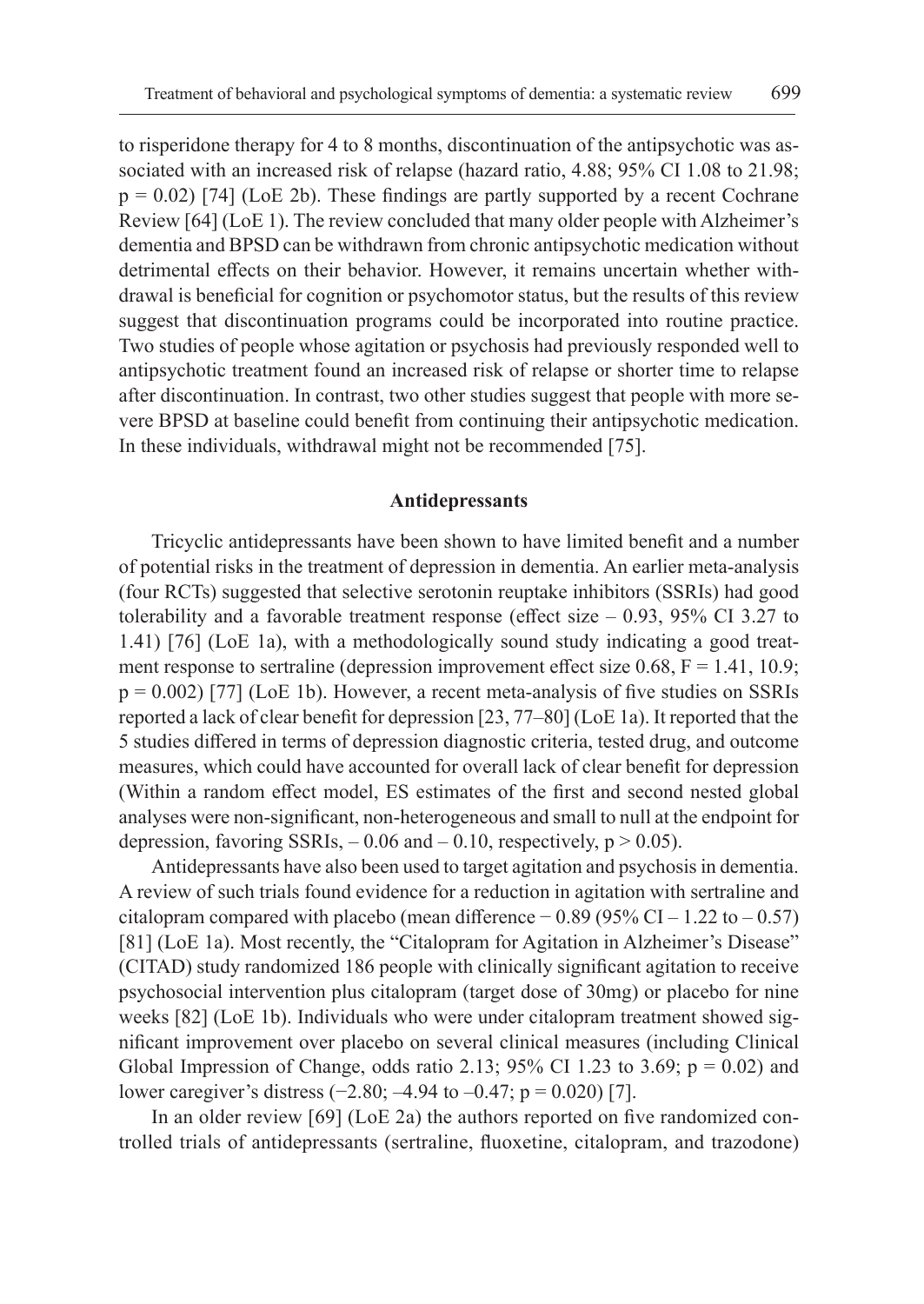to risperidone therapy for 4 to 8 months, discontinuation of the antipsychotic was associated with an increased risk of relapse (hazard ratio, 4.88; 95% CI 1.08 to 21.98; $p = 0.02$) [74] (LoE 2b). These findings are partly supported by a recent Cochrane Review [64] (LoE 1). The review concluded that many older people with Alzheimer's dementia and BPSD can be withdrawn from chronic antipsychotic medication without detrimental effects on their behavior. However, it remains uncertain whether withdrawal is beneficial for cognition or psychomotor status, but the results of this review suggest that discontinuation programs could be incorporated into routine practice. Two studies of people whose agitation or psychosis had previously responded well to antipsychotic treatment found an increased risk of relapse or shorter time to relapse after discontinuation. In contrast, two other studies suggest that people with more severe BPSD at baseline could benefit from continuing their antipsychotic medication. In these individuals, withdrawal might not be recommended [75].

## Antidepressants

Tricyclic antidepressants have been shown to have limited benefit and a number of potential risks in the treatment of depression in dementia. An earlier meta-analysis (four RCTs) suggested that selective serotonin reuptake inhibitors (SSRIs) had good tolerability and a favorable treatment response (effect size – 0.93, 95% CI 3.27 to 1.41) [76] (LoE 1a), with a methodologically sound study indicating a good treatment response to sertraline (depression improvement effect size 0.68, $F = 1.41$, 10.9; $p = 0.002$) [77] (LoE 1b). However, a recent meta-analysis of five studies on SSRIs reported a lack of clear benefit for depression [23, 77–80] (LoE 1a). It reported that the 5 studies differed in terms of depression diagnostic criteria, tested drug, and outcome measures, which could have accounted for overall lack of clear benefit for depression (Within a random effect model, ES estimates of the first and second nested global analyses were non-significant, non-heterogeneous and small to null at the endpoint for depression, favoring SSRIs, – 0.06 and – 0.10, respectively, $p > 0.05$).

Antidepressants have also been used to target agitation and psychosis in dementia. A review of such trials found evidence for a reduction in agitation with sertraline and citalopram compared with placebo (mean difference − 0.89 (95% CI – 1.22 to – 0.57) [81] (LoE 1a). Most recently, the "Citalopram for Agitation in Alzheimer's Disease" (CITAD) study randomized 186 people with clinically significant agitation to receive psychosocial intervention plus citalopram (target dose of 30mg) or placebo for nine weeks [82] (LoE 1b). Individuals who were under citalopram treatment showed significant improvement over placebo on several clinical measures (including Clinical Global Impression of Change, odds ratio 2.13; 95% CI 1.23 to 3.69; $p = 0.02$) and lower caregiver's distress (−2.80; –4.94 to –0.47; $p = 0.020$) [7].

In an older review [69] (LoE 2a) the authors reported on five randomized controlled trials of antidepressants (sertraline, fluoxetine, citalopram, and trazodone)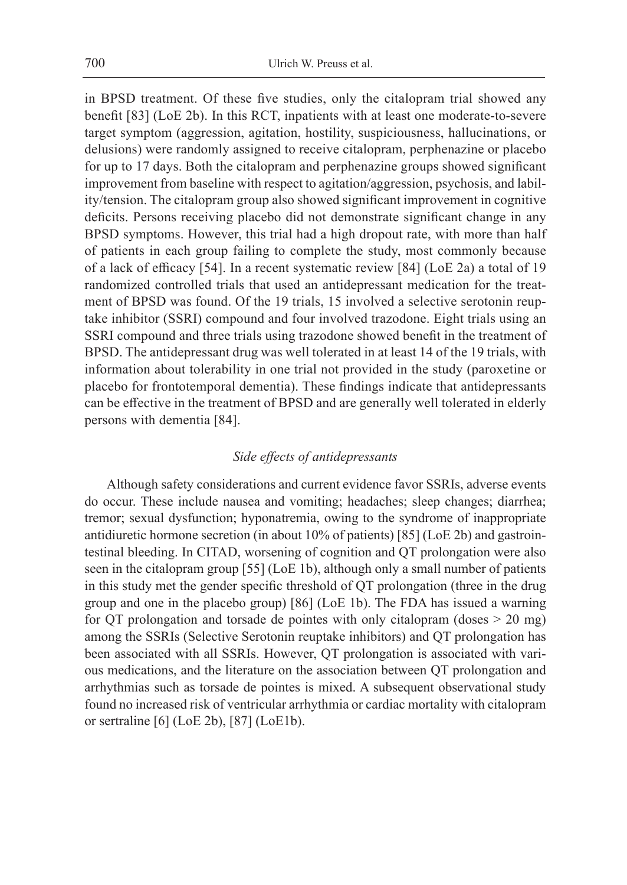in BPSD treatment. Of these five studies, only the citalopram trial showed any benefit [83] (LoE 2b). In this RCT, inpatients with at least one moderate-to-severe target symptom (aggression, agitation, hostility, suspiciousness, hallucinations, or delusions) were randomly assigned to receive citalopram, perphenazine or placebo for up to 17 days. Both the citalopram and perphenazine groups showed significant improvement from baseline with respect to agitation/aggression, psychosis, and lability/tension. The citalopram group also showed significant improvement in cognitive deficits. Persons receiving placebo did not demonstrate significant change in any BPSD symptoms. However, this trial had a high dropout rate, with more than half of patients in each group failing to complete the study, most commonly because of a lack of efficacy [54]. In a recent systematic review [84] (LoE 2a) a total of 19 randomized controlled trials that used an antidepressant medication for the treatment of BPSD was found. Of the 19 trials, 15 involved a selective serotonin reuptake inhibitor (SSRI) compound and four involved trazodone. Eight trials using an SSRI compound and three trials using trazodone showed benefit in the treatment of BPSD. The antidepressant drug was well tolerated in at least 14 of the 19 trials, with information about tolerability in one trial not provided in the study (paroxetine or placebo for frontotemporal dementia). These findings indicate that antidepressants can be effective in the treatment of BPSD and are generally well tolerated in elderly persons with dementia [84].

### *Side effects of antidepressants*

Although safety considerations and current evidence favor SSRIs, adverse events do occur. These include nausea and vomiting; headaches; sleep changes; diarrhea; tremor; sexual dysfunction; hyponatremia, owing to the syndrome of inappropriate antidiuretic hormone secretion (in about 10% of patients) [85] (LoE 2b) and gastrointestinal bleeding. In CITAD, worsening of cognition and QT prolongation were also seen in the citalopram group [55] (LoE 1b), although only a small number of patients in this study met the gender specific threshold of QT prolongation (three in the drug group and one in the placebo group) [86] (LoE 1b). The FDA has issued a warning for QT prolongation and torsade de pointes with only citalopram (doses > 20 mg) among the SSRIs (Selective Serotonin reuptake inhibitors) and QT prolongation has been associated with all SSRIs. However, QT prolongation is associated with various medications, and the literature on the association between QT prolongation and arrhythmias such as torsade de pointes is mixed. A subsequent observational study found no increased risk of ventricular arrhythmia or cardiac mortality with citalopram or sertraline [6] (LoE 2b), [87] (LoE1b).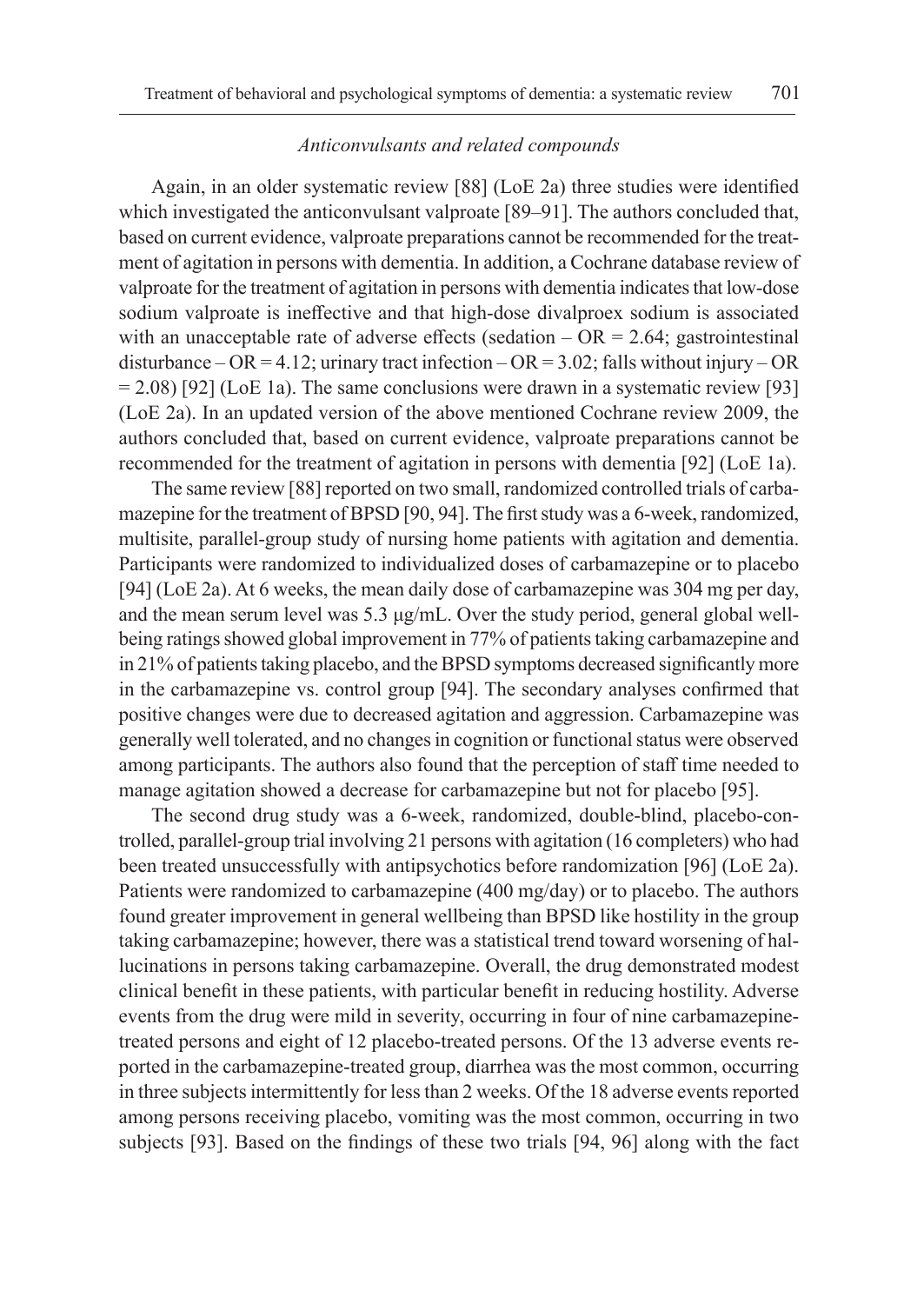*Anticonvulsants and related compounds*

Again, in an older systematic review [88] (LoE 2a) three studies were identified which investigated the anticonvulsant valproate [89–91]. The authors concluded that, based on current evidence, valproate preparations cannot be recommended for the treatment of agitation in persons with dementia. In addition, a Cochrane database review of valproate for the treatment of agitation in persons with dementia indicates that low-dose sodium valproate is ineffective and that high-dose divalproex sodium is associated with an unacceptable rate of adverse effects (sedation – OR = 2.64; gastrointestinal disturbance – OR = 4.12; urinary tract infection – OR = 3.02; falls without injury – OR = 2.08) [92] (LoE 1a). The same conclusions were drawn in a systematic review [93] (LoE 2a). In an updated version of the above mentioned Cochrane review 2009, the authors concluded that, based on current evidence, valproate preparations cannot be recommended for the treatment of agitation in persons with dementia [92] (LoE 1a).

The same review [88] reported on two small, randomized controlled trials of carbamazepine for the treatment of BPSD [90, 94]. The first study was a 6-week, randomized, multisite, parallel-group study of nursing home patients with agitation and dementia. Participants were randomized to individualized doses of carbamazepine or to placebo [94] (LoE 2a). At 6 weeks, the mean daily dose of carbamazepine was 304 mg per day, and the mean serum level was 5.3 µg/mL. Over the study period, general global wellbeing ratings showed global improvement in 77% of patients taking carbamazepine and in 21% of patients taking placebo, and the BPSD symptoms decreased significantly more in the carbamazepine vs. control group [94]. The secondary analyses confirmed that positive changes were due to decreased agitation and aggression. Carbamazepine was generally well tolerated, and no changes in cognition or functional status were observed among participants. The authors also found that the perception of staff time needed to manage agitation showed a decrease for carbamazepine but not for placebo [95].

The second drug study was a 6-week, randomized, double-blind, placebo-controlled, parallel-group trial involving 21 persons with agitation (16 completers) who had been treated unsuccessfully with antipsychotics before randomization [96] (LoE 2a). Patients were randomized to carbamazepine (400 mg/day) or to placebo. The authors found greater improvement in general wellbeing than BPSD like hostility in the group taking carbamazepine; however, there was a statistical trend toward worsening of hallucinations in persons taking carbamazepine. Overall, the drug demonstrated modest clinical benefit in these patients, with particular benefit in reducing hostility. Adverse events from the drug were mild in severity, occurring in four of nine carbamazepine-treated persons and eight of 12 placebo-treated persons. Of the 13 adverse events reported in the carbamazepine-treated group, diarrhea was the most common, occurring in three subjects intermittently for less than 2 weeks. Of the 18 adverse events reported among persons receiving placebo, vomiting was the most common, occurring in two subjects [93]. Based on the findings of these two trials [94, 96] along with the fact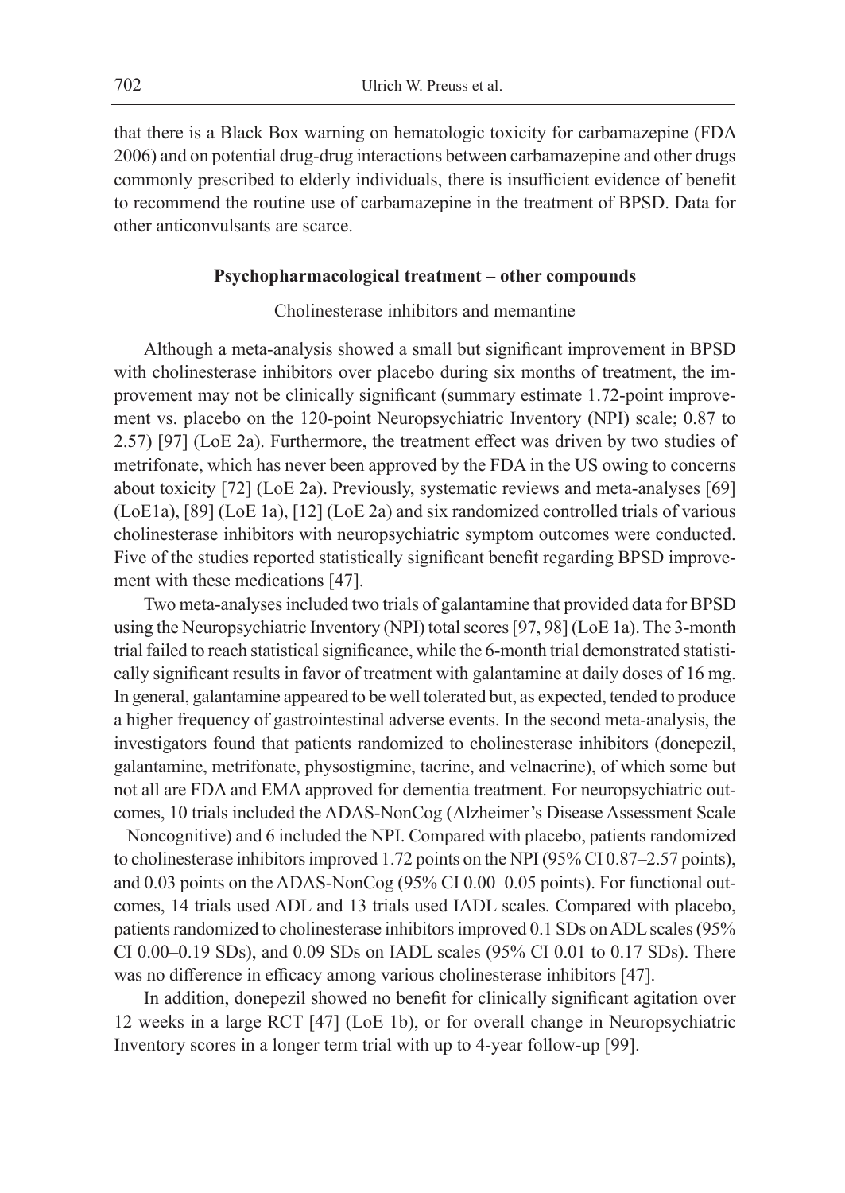that there is a Black Box warning on hematologic toxicity for carbamazepine (FDA 2006) and on potential drug-drug interactions between carbamazepine and other drugs commonly prescribed to elderly individuals, there is insufficient evidence of benefit to recommend the routine use of carbamazepine in the treatment of BPSD. Data for other anticonvulsants are scarce.

### Psychopharmacological treatment – other compounds

#### Cholinesterase inhibitors and memantine

Although a meta-analysis showed a small but significant improvement in BPSD with cholinesterase inhibitors over placebo during six months of treatment, the improvement may not be clinically significant (summary estimate 1.72-point improvement vs. placebo on the 120-point Neuropsychiatric Inventory (NPI) scale; 0.87 to 2.57) [97] (LoE 2a). Furthermore, the treatment effect was driven by two studies of metrifonate, which has never been approved by the FDA in the US owing to concerns about toxicity [72] (LoE 2a). Previously, systematic reviews and meta-analyses [69] (LoE1a), [89] (LoE 1a), [12] (LoE 2a) and six randomized controlled trials of various cholinesterase inhibitors with neuropsychiatric symptom outcomes were conducted. Five of the studies reported statistically significant benefit regarding BPSD improvement with these medications [47].

Two meta-analyses included two trials of galantamine that provided data for BPSD using the Neuropsychiatric Inventory (NPI) total scores [97, 98] (LoE 1a). The 3-month trial failed to reach statistical significance, while the 6-month trial demonstrated statistically significant results in favor of treatment with galantamine at daily doses of 16 mg. In general, galantamine appeared to be well tolerated but, as expected, tended to produce a higher frequency of gastrointestinal adverse events. In the second meta-analysis, the investigators found that patients randomized to cholinesterase inhibitors (donepezil, galantamine, metrifonate, physostigmine, tacrine, and velnacrine), of which some but not all are FDA and EMA approved for dementia treatment. For neuropsychiatric outcomes, 10 trials included the ADAS-NonCog (Alzheimer's Disease Assessment Scale – Noncognitive) and 6 included the NPI. Compared with placebo, patients randomized to cholinesterase inhibitors improved 1.72 points on the NPI (95% CI 0.87–2.57 points), and 0.03 points on the ADAS-NonCog (95% CI 0.00–0.05 points). For functional outcomes, 14 trials used ADL and 13 trials used IADL scales. Compared with placebo, patients randomized to cholinesterase inhibitors improved 0.1 SDs on ADL scales (95% CI 0.00–0.19 SDs), and 0.09 SDs on IADL scales (95% CI 0.01 to 0.17 SDs). There was no difference in efficacy among various cholinesterase inhibitors [47].

In addition, donepezil showed no benefit for clinically significant agitation over 12 weeks in a large RCT [47] (LoE 1b), or for overall change in Neuropsychiatric Inventory scores in a longer term trial with up to 4-year follow-up [99].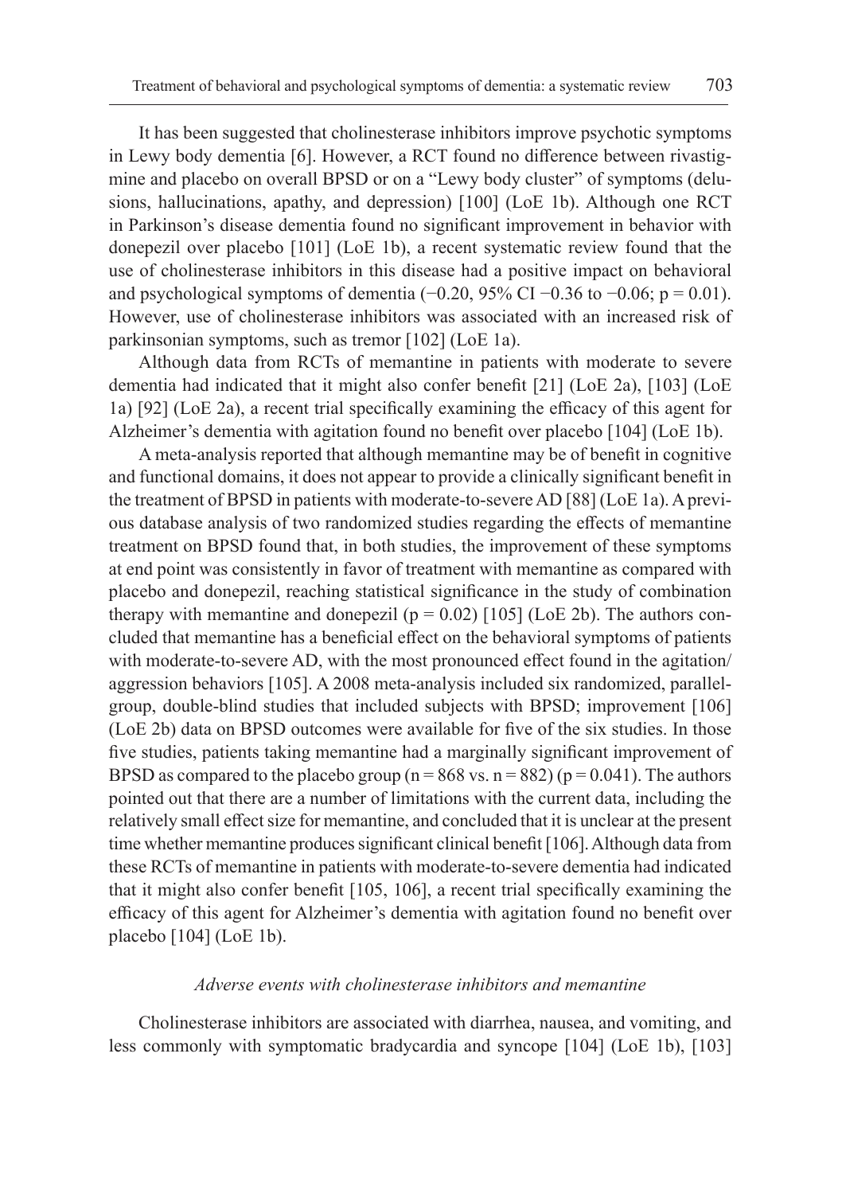It has been suggested that cholinesterase inhibitors improve psychotic symptoms in Lewy body dementia [6]. However, a RCT found no difference between rivastigmine and placebo on overall BPSD or on a "Lewy body cluster" of symptoms (delusions, hallucinations, apathy, and depression) [100] (LoE 1b). Although one RCT in Parkinson's disease dementia found no significant improvement in behavior with donepezil over placebo [101] (LoE 1b), a recent systematic review found that the use of cholinesterase inhibitors in this disease had a positive impact on behavioral and psychological symptoms of dementia (−0.20, 95% CI −0.36 to −0.06; $p = 0.01$). However, use of cholinesterase inhibitors was associated with an increased risk of parkinsonian symptoms, such as tremor [102] (LoE 1a).

Although data from RCTs of memantine in patients with moderate to severe dementia had indicated that it might also confer benefit [21] (LoE 2a), [103] (LoE 1a) [92] (LoE 2a), a recent trial specifically examining the efficacy of this agent for Alzheimer's dementia with agitation found no benefit over placebo [104] (LoE 1b).

A meta-analysis reported that although memantine may be of benefit in cognitive and functional domains, it does not appear to provide a clinically significant benefit in the treatment of BPSD in patients with moderate-to-severe AD [88] (LoE 1a). A previous database analysis of two randomized studies regarding the effects of memantine treatment on BPSD found that, in both studies, the improvement of these symptoms at end point was consistently in favor of treatment with memantine as compared with placebo and donepezil, reaching statistical significance in the study of combination therapy with memantine and donepezil ($p = 0.02$) [105] (LoE 2b). The authors concluded that memantine has a beneficial effect on the behavioral symptoms of patients with moderate-to-severe AD, with the most pronounced effect found in the agitation/aggression behaviors [105]. A 2008 meta-analysis included six randomized, parallel-group, double-blind studies that included subjects with BPSD; improvement [106] (LoE 2b) data on BPSD outcomes were available for five of the six studies. In those five studies, patients taking memantine had a marginally significant improvement of BPSD as compared to the placebo group ($n = 868$ vs. $n = 882$) ($p = 0.041$). The authors pointed out that there are a number of limitations with the current data, including the relatively small effect size for memantine, and concluded that it is unclear at the present time whether memantine produces significant clinical benefit [106]. Although data from these RCTs of memantine in patients with moderate-to-severe dementia had indicated that it might also confer benefit [105, 106], a recent trial specifically examining the efficacy of this agent for Alzheimer's dementia with agitation found no benefit over placebo [104] (LoE 1b).

### *Adverse events with cholinesterase inhibitors and memantine*

Cholinesterase inhibitors are associated with diarrhea, nausea, and vomiting, and less commonly with symptomatic bradycardia and syncope [104] (LoE 1b), [103]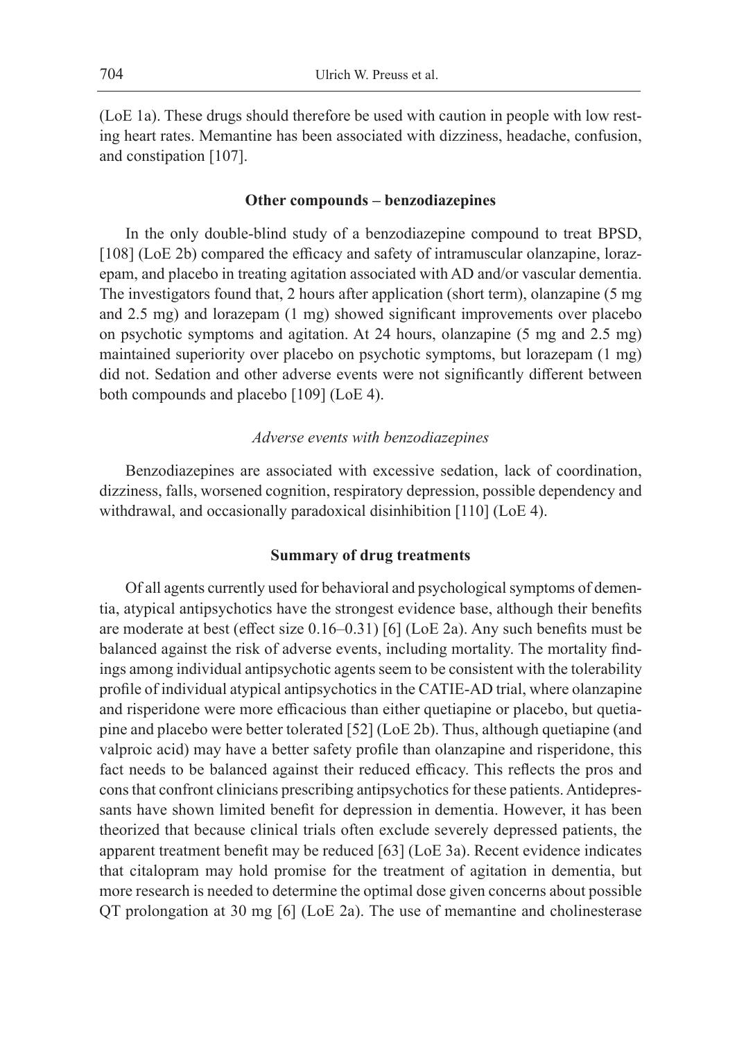(LoE 1a). These drugs should therefore be used with caution in people with low resting heart rates. Memantine has been associated with dizziness, headache, confusion, and constipation [107].

### Other compounds – benzodiazepines

In the only double-blind study of a benzodiazepine compound to treat BPSD, [108] (LoE 2b) compared the efficacy and safety of intramuscular olanzapine, lorazepam, and placebo in treating agitation associated with AD and/or vascular dementia. The investigators found that, 2 hours after application (short term), olanzapine (5 mg and 2.5 mg) and lorazepam (1 mg) showed significant improvements over placebo on psychotic symptoms and agitation. At 24 hours, olanzapine (5 mg and 2.5 mg) maintained superiority over placebo on psychotic symptoms, but lorazepam (1 mg) did not. Sedation and other adverse events were not significantly different between both compounds and placebo [109] (LoE 4).

#### *Adverse events with benzodiazepines*

Benzodiazepines are associated with excessive sedation, lack of coordination, dizziness, falls, worsened cognition, respiratory depression, possible dependency and withdrawal, and occasionally paradoxical disinhibition [110] (LoE 4).

### Summary of drug treatments

Of all agents currently used for behavioral and psychological symptoms of dementia, atypical antipsychotics have the strongest evidence base, although their benefits are moderate at best (effect size 0.16–0.31) [6] (LoE 2a). Any such benefits must be balanced against the risk of adverse events, including mortality. The mortality findings among individual antipsychotic agents seem to be consistent with the tolerability profile of individual atypical antipsychotics in the CATIE-AD trial, where olanzapine and risperidone were more efficacious than either quetiapine or placebo, but quetiapine and placebo were better tolerated [52] (LoE 2b). Thus, although quetiapine (and valproic acid) may have a better safety profile than olanzapine and risperidone, this fact needs to be balanced against their reduced efficacy. This reflects the pros and cons that confront clinicians prescribing antipsychotics for these patients. Antidepressants have shown limited benefit for depression in dementia. However, it has been theorized that because clinical trials often exclude severely depressed patients, the apparent treatment benefit may be reduced [63] (LoE 3a). Recent evidence indicates that citalopram may hold promise for the treatment of agitation in dementia, but more research is needed to determine the optimal dose given concerns about possible QT prolongation at 30 mg [6] (LoE 2a). The use of memantine and cholinesterase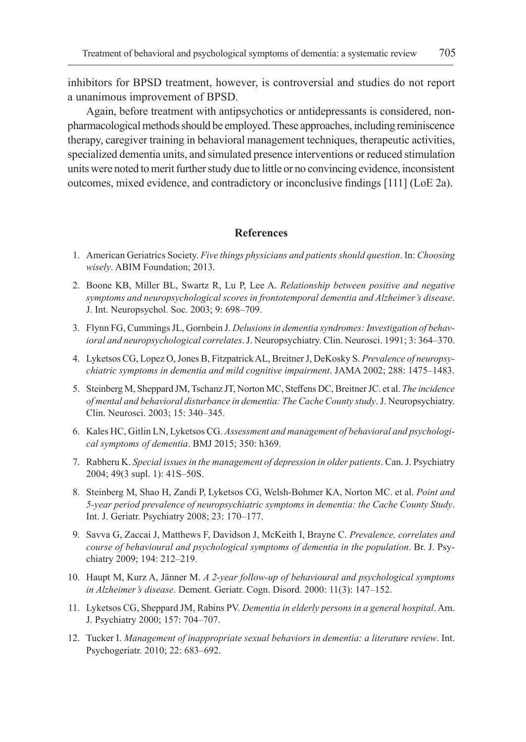inhibitors for BPSD treatment, however, is controversial and studies do not report a unanimous improvement of BPSD.

Again, before treatment with antipsychotics or antidepressants is considered, non-pharmacological methods should be employed. These approaches, including reminiscence therapy, caregiver training in behavioral management techniques, therapeutic activities, specialized dementia units, and simulated presence interventions or reduced stimulation units were noted to merit further study due to little or no convincing evidence, inconsistent outcomes, mixed evidence, and contradictory or inconclusive findings [111] (LoE 2a).

## References

1. American Geriatrics Society. *Five things physicians and patients should question*. In: *Choosing wisely*. ABIM Foundation; 2013.
2. Boone KB, Miller BL, Swartz R, Lu P, Lee A. *Relationship between positive and negative symptoms and neuropsychological scores in frontotemporal dementia and Alzheimer's disease*. J. Int. Neuropsychol. Soc. 2003; 9: 698–709.
3. Flynn FG, Cummings JL, Gornbein J. *Delusions in dementia syndromes: Investigation of behavioral and neuropsychological correlates*. J. Neuropsychiatry. Clin. Neurosci. 1991; 3: 364–370.
4. Lyketsos CG, Lopez O, Jones B, Fitzpatrick AL, Breitner J, DeKosky S. *Prevalence of neuropsychiatric symptoms in dementia and mild cognitive impairment*. JAMA 2002; 288: 1475–1483.
5. Steinberg M, Sheppard JM, Tschanz JT, Norton MC, Steffens DC, Breitner JC. et al. *The incidence of mental and behavioral disturbance in dementia: The Cache County study*. J. Neuropsychiatry. Clin. Neurosci. 2003; 15: 340–345.
6. Kales HC, Gitlin LN, Lyketsos CG. *Assessment and management of behavioral and psychological symptoms of dementia*. BMJ 2015; 350: h369.
7. Rabheru K. *Special issues in the management of depression in older patients*. Can. J. Psychiatry 2004; 49(3 supl. 1): 41S–50S.
8. Steinberg M, Shao H, Zandi P, Lyketsos CG, Welsh-Bohmer KA, Norton MC. et al. *Point and 5-year period prevalence of neuropsychiatric symptoms in dementia: the Cache County Study*. Int. J. Geriatr. Psychiatry 2008; 23: 170–177.
9. Savva G, Zaccai J, Matthews F, Davidson J, McKeith I, Brayne C. *Prevalence, correlates and course of behavioural and psychological symptoms of dementia in the population*. Br. J. Psychiatry 2009; 194: 212–219.
10. Haupt M, Kurz A, Jänner M. *A 2-year follow-up of behavioural and psychological symptoms in Alzheimer's disease*. Dement. Geriatr. Cogn. Disord. 2000: 11(3): 147–152.
11. Lyketsos CG, Sheppard JM, Rabins PV. *Dementia in elderly persons in a general hospital*. Am. J. Psychiatry 2000; 157: 704–707.
12. Tucker I. *Management of inappropriate sexual behaviors in dementia: a literature review*. Int. Psychogeriatr. 2010; 22: 683–692.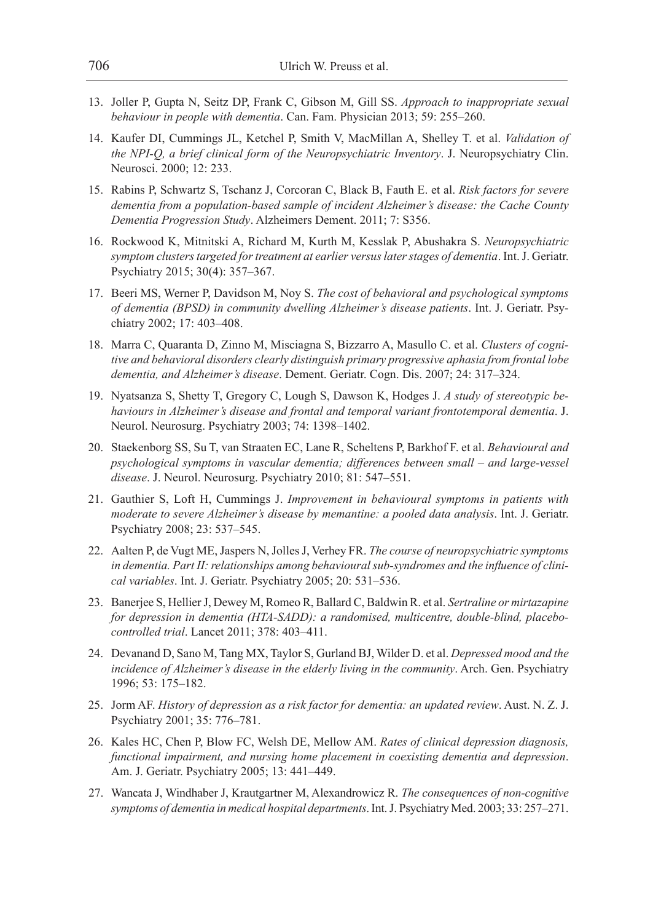13. Joller P, Gupta N, Seitz DP, Frank C, Gibson M, Gill SS. *Approach to inappropriate sexual behaviour in people with dementia*. Can. Fam. Physician 2013; 59: 255–260.
14. Kaufer DI, Cummings JL, Ketchel P, Smith V, MacMillan A, Shelley T. et al. *Validation of the NPI-Q, a brief clinical form of the Neuropsychiatric Inventory*. J. Neuropsychiatry Clin. Neurosci. 2000; 12: 233.
15. Rabins P, Schwartz S, Tschanz J, Corcoran C, Black B, Fauth E. et al. *Risk factors for severe dementia from a population-based sample of incident Alzheimer's disease: the Cache County Dementia Progression Study*. Alzheimers Dement. 2011; 7: S356.
16. Rockwood K, Mitnitski A, Richard M, Kurth M, Kesslak P, Abushakra S. *Neuropsychiatric symptom clusters targeted for treatment at earlier versus later stages of dementia*. Int. J. Geriatr. Psychiatry 2015; 30(4): 357–367.
17. Beeri MS, Werner P, Davidson M, Noy S. *The cost of behavioral and psychological symptoms of dementia (BPSD) in community dwelling Alzheimer's disease patients*. Int. J. Geriatr. Psychiatry 2002; 17: 403–408.
18. Marra C, Quaranta D, Zinno M, Misciagna S, Bizzarro A, Masullo C. et al. *Clusters of cognitive and behavioral disorders clearly distinguish primary progressive aphasia from frontal lobe dementia, and Alzheimer's disease*. Dement. Geriatr. Cogn. Dis. 2007; 24: 317–324.
19. Nyatsanza S, Shetty T, Gregory C, Lough S, Dawson K, Hodges J. *A study of stereotypic behaviours in Alzheimer's disease and frontal and temporal variant frontotemporal dementia*. J. Neurol. Neurosurg. Psychiatry 2003; 74: 1398–1402.
20. Staekenborg SS, Su T, van Straaten EC, Lane R, Scheltens P, Barkhof F. et al. *Behavioural and psychological symptoms in vascular dementia; differences between small – and large-vessel disease*. J. Neurol. Neurosurg. Psychiatry 2010; 81: 547–551.
21. Gauthier S, Loft H, Cummings J. *Improvement in behavioural symptoms in patients with moderate to severe Alzheimer's disease by memantine: a pooled data analysis*. Int. J. Geriatr. Psychiatry 2008; 23: 537–545.
22. Aalten P, de Vugt ME, Jaspers N, Jolles J, Verhey FR. *The course of neuropsychiatric symptoms in dementia. Part II: relationships among behavioural sub-syndromes and the influence of clinical variables*. Int. J. Geriatr. Psychiatry 2005; 20: 531–536.
23. Banerjee S, Hellier J, Dewey M, Romeo R, Ballard C, Baldwin R. et al. *Sertraline or mirtazapine for depression in dementia (HTA-SADD): a randomised, multicentre, double-blind, placebo-controlled trial*. Lancet 2011; 378: 403–411.
24. Devanand D, Sano M, Tang MX, Taylor S, Gurland BJ, Wilder D. et al. *Depressed mood and the incidence of Alzheimer's disease in the elderly living in the community*. Arch. Gen. Psychiatry 1996; 53: 175–182.
25. Jorm AF. *History of depression as a risk factor for dementia: an updated review*. Aust. N. Z. J. Psychiatry 2001; 35: 776–781.
26. Kales HC, Chen P, Blow FC, Welsh DE, Mellow AM. *Rates of clinical depression diagnosis, functional impairment, and nursing home placement in coexisting dementia and depression*. Am. J. Geriatr. Psychiatry 2005; 13: 441–449.
27. Wancata J, Windhaber J, Krautgartner M, Alexandrowicz R. *The consequences of non-cognitive symptoms of dementia in medical hospital departments*. Int. J. Psychiatry Med. 2003; 33: 257–271.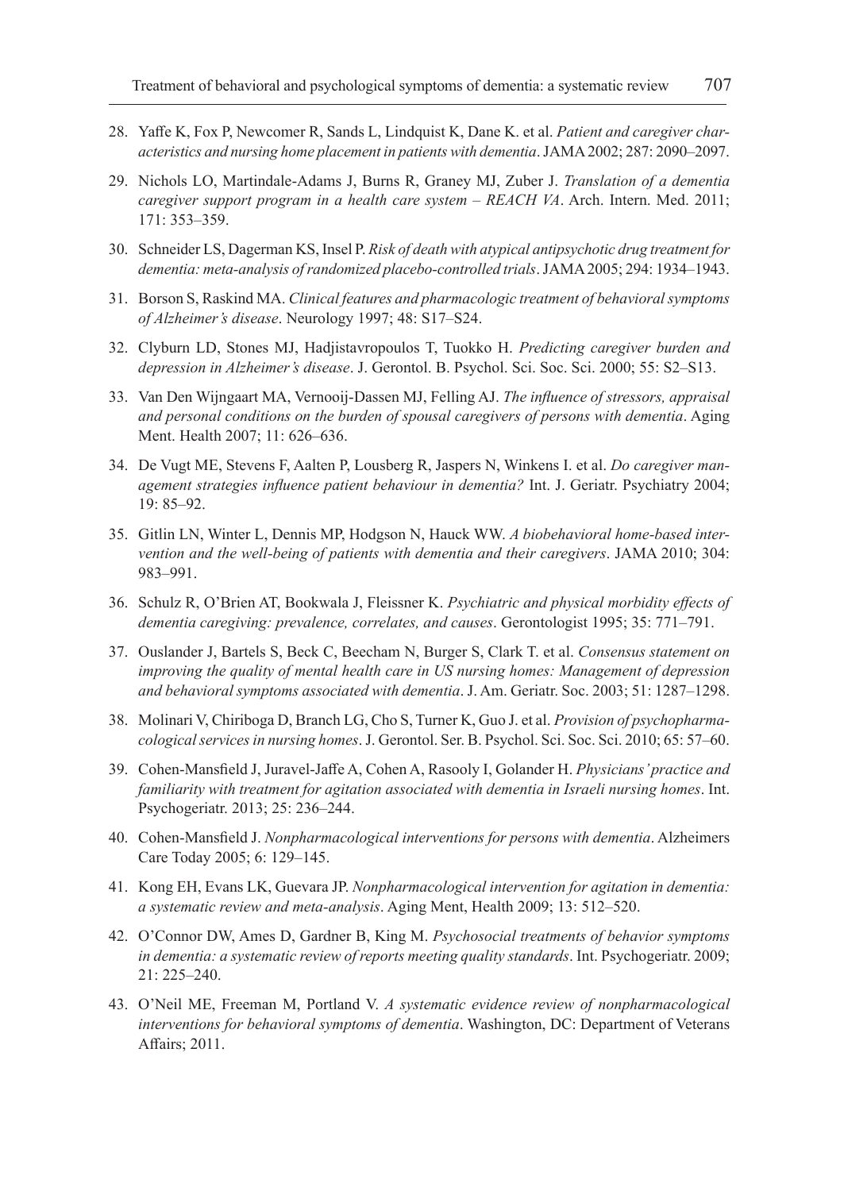28. Yaffe K, Fox P, Newcomer R, Sands L, Lindquist K, Dane K. et al. *Patient and caregiver characteristics and nursing home placement in patients with dementia*. JAMA 2002; 287: 2090–2097.

29. Nichols LO, Martindale-Adams J, Burns R, Graney MJ, Zuber J. *Translation of a dementia caregiver support program in a health care system – REACH VA*. Arch. Intern. Med. 2011; 171: 353–359.

30. Schneider LS, Dagerman KS, Insel P. *Risk of death with atypical antipsychotic drug treatment for dementia: meta-analysis of randomized placebo-controlled trials*. JAMA 2005; 294: 1934–1943.

31. Borson S, Raskind MA. *Clinical features and pharmacologic treatment of behavioral symptoms of Alzheimer's disease*. Neurology 1997; 48: S17–S24.

32. Clyburn LD, Stones MJ, Hadjistavropoulos T, Tuokko H. *Predicting caregiver burden and depression in Alzheimer's disease*. J. Gerontol. B. Psychol. Sci. Soc. Sci. 2000; 55: S2–S13.

33. Van Den Wijngaart MA, Vernooij-Dassen MJ, Felling AJ. *The influence of stressors, appraisal and personal conditions on the burden of spousal caregivers of persons with dementia*. Aging Ment. Health 2007; 11: 626–636.

34. De Vugt ME, Stevens F, Aalten P, Lousberg R, Jaspers N, Winkens I. et al. *Do caregiver management strategies influence patient behaviour in dementia?* Int. J. Geriatr. Psychiatry 2004; 19: 85–92.

35. Gitlin LN, Winter L, Dennis MP, Hodgson N, Hauck WW. *A biobehavioral home-based intervention and the well-being of patients with dementia and their caregivers*. JAMA 2010; 304: 983–991.

36. Schulz R, O'Brien AT, Bookwala J, Fleissner K. *Psychiatric and physical morbidity effects of dementia caregiving: prevalence, correlates, and causes*. Gerontologist 1995; 35: 771–791.

37. Ouslander J, Bartels S, Beck C, Beecham N, Burger S, Clark T. et al. *Consensus statement on improving the quality of mental health care in US nursing homes: Management of depression and behavioral symptoms associated with dementia*. J. Am. Geriatr. Soc. 2003; 51: 1287–1298.

38. Molinari V, Chiriboga D, Branch LG, Cho S, Turner K, Guo J. et al. *Provision of psychopharmacological services in nursing homes*. J. Gerontol. Ser. B. Psychol. Sci. Soc. Sci. 2010; 65: 57–60.

39. Cohen-Mansfield J, Juravel-Jaffe A, Cohen A, Rasooly I, Golander H. *Physicians' practice and familiarity with treatment for agitation associated with dementia in Israeli nursing homes*. Int. Psychogeriatr. 2013; 25: 236–244.

40. Cohen-Mansfield J. *Nonpharmacological interventions for persons with dementia*. Alzheimers Care Today 2005; 6: 129–145.

41. Kong EH, Evans LK, Guevara JP. *Nonpharmacological intervention for agitation in dementia: a systematic review and meta-analysis*. Aging Ment, Health 2009; 13: 512–520.

42. O'Connor DW, Ames D, Gardner B, King M. *Psychosocial treatments of behavior symptoms in dementia: a systematic review of reports meeting quality standards*. Int. Psychogeriatr. 2009; 21: 225–240.

43. O'Neil ME, Freeman M, Portland V. *A systematic evidence review of nonpharmacological interventions for behavioral symptoms of dementia*. Washington, DC: Department of Veterans Affairs; 2011.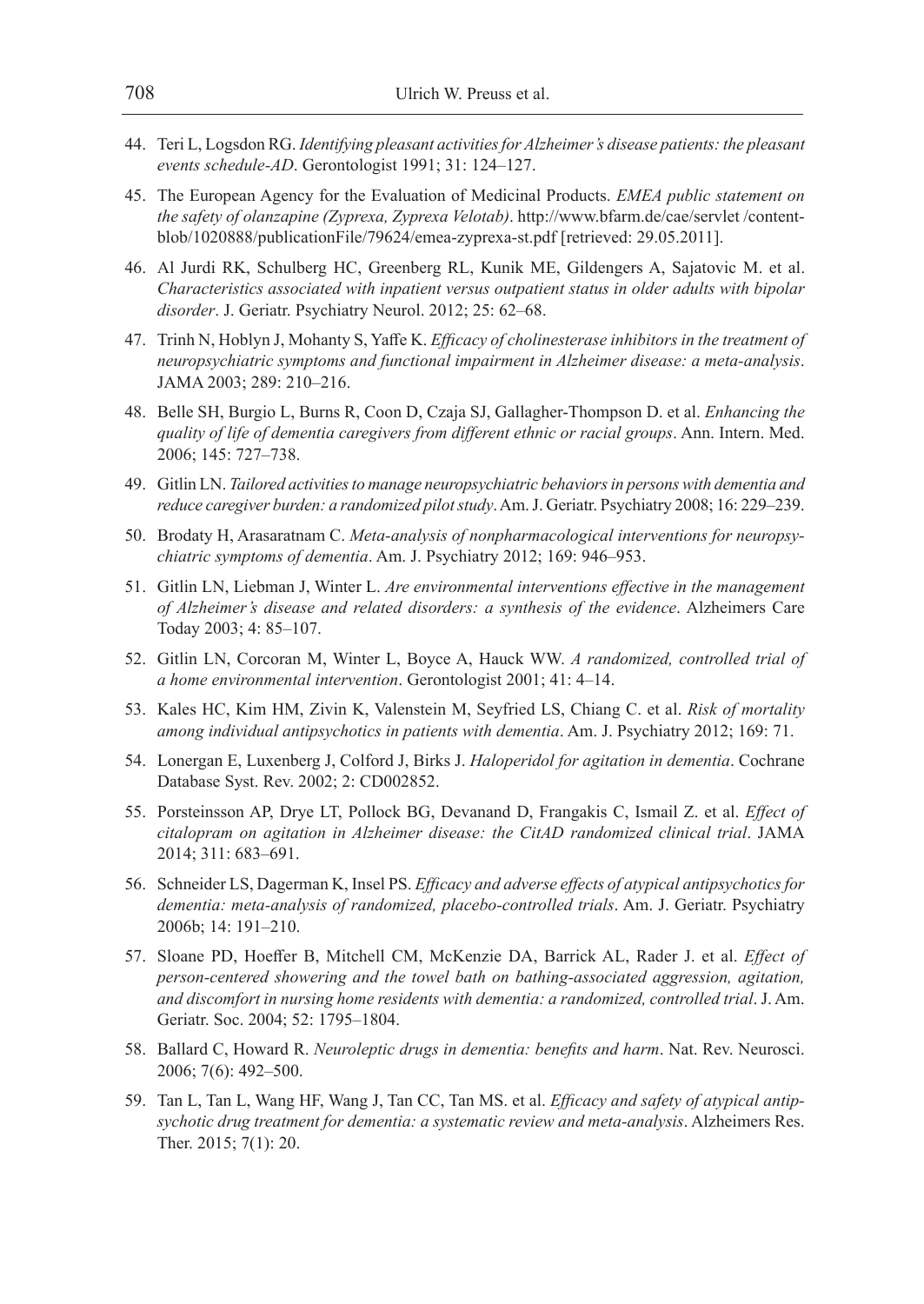44. Teri L, Logsdon RG. *Identifying pleasant activities for Alzheimer's disease patients: the pleasant events schedule-AD*. Gerontologist 1991; 31: 124–127.

45. The European Agency for the Evaluation of Medicinal Products. *EMEA public statement on the safety of olanzapine (Zyprexa, Zyprexa Velotab)*. http://www.bfarm.de/cae/servlet /contentblob/1020888/publicationFile/79624/emea-zyprexa-st.pdf [retrieved: 29.05.2011].

46. Al Jurdi RK, Schulberg HC, Greenberg RL, Kunik ME, Gildengers A, Sajatovic M. et al. *Characteristics associated with inpatient versus outpatient status in older adults with bipolar disorder*. J. Geriatr. Psychiatry Neurol. 2012; 25: 62–68.

47. Trinh N, Hoblyn J, Mohanty S, Yaffe K. *Efficacy of cholinesterase inhibitors in the treatment of neuropsychiatric symptoms and functional impairment in Alzheimer disease: a meta-analysis*. JAMA 2003; 289: 210–216.

48. Belle SH, Burgio L, Burns R, Coon D, Czaja SJ, Gallagher-Thompson D. et al. *Enhancing the quality of life of dementia caregivers from different ethnic or racial groups*. Ann. Intern. Med. 2006; 145: 727–738.

49. Gitlin LN. *Tailored activities to manage neuropsychiatric behaviors in persons with dementia and reduce caregiver burden: a randomized pilot study*. Am. J. Geriatr. Psychiatry 2008; 16: 229–239.

50. Brodaty H, Arasaratnam C. *Meta-analysis of nonpharmacological interventions for neuropsychiatric symptoms of dementia*. Am. J. Psychiatry 2012; 169: 946–953.

51. Gitlin LN, Liebman J, Winter L. *Are environmental interventions effective in the management of Alzheimer's disease and related disorders: a synthesis of the evidence*. Alzheimers Care Today 2003; 4: 85–107.

52. Gitlin LN, Corcoran M, Winter L, Boyce A, Hauck WW. *A randomized, controlled trial of a home environmental intervention*. Gerontologist 2001; 41: 4–14.

53. Kales HC, Kim HM, Zivin K, Valenstein M, Seyfried LS, Chiang C. et al. *Risk of mortality among individual antipsychotics in patients with dementia*. Am. J. Psychiatry 2012; 169: 71.

54. Lonergan E, Luxenberg J, Colford J, Birks J. *Haloperidol for agitation in dementia*. Cochrane Database Syst. Rev. 2002; 2: CD002852.

55. Porsteinsson AP, Drye LT, Pollock BG, Devanand D, Frangakis C, Ismail Z. et al. *Effect of citalopram on agitation in Alzheimer disease: the CitAD randomized clinical trial*. JAMA 2014; 311: 683–691.

56. Schneider LS, Dagerman K, Insel PS. *Efficacy and adverse effects of atypical antipsychotics for dementia: meta-analysis of randomized, placebo-controlled trials*. Am. J. Geriatr. Psychiatry 2006b; 14: 191–210.

57. Sloane PD, Hoeffer B, Mitchell CM, McKenzie DA, Barrick AL, Rader J. et al. *Effect of person-centered showering and the towel bath on bathing-associated aggression, agitation, and discomfort in nursing home residents with dementia: a randomized, controlled trial*. J. Am. Geriatr. Soc. 2004; 52: 1795–1804.

58. Ballard C, Howard R. *Neuroleptic drugs in dementia: benefits and harm*. Nat. Rev. Neurosci. 2006; 7(6): 492–500.

59. Tan L, Tan L, Wang HF, Wang J, Tan CC, Tan MS. et al. *Efficacy and safety of atypical antipsychotic drug treatment for dementia: a systematic review and meta-analysis*. Alzheimers Res. Ther. 2015; 7(1): 20.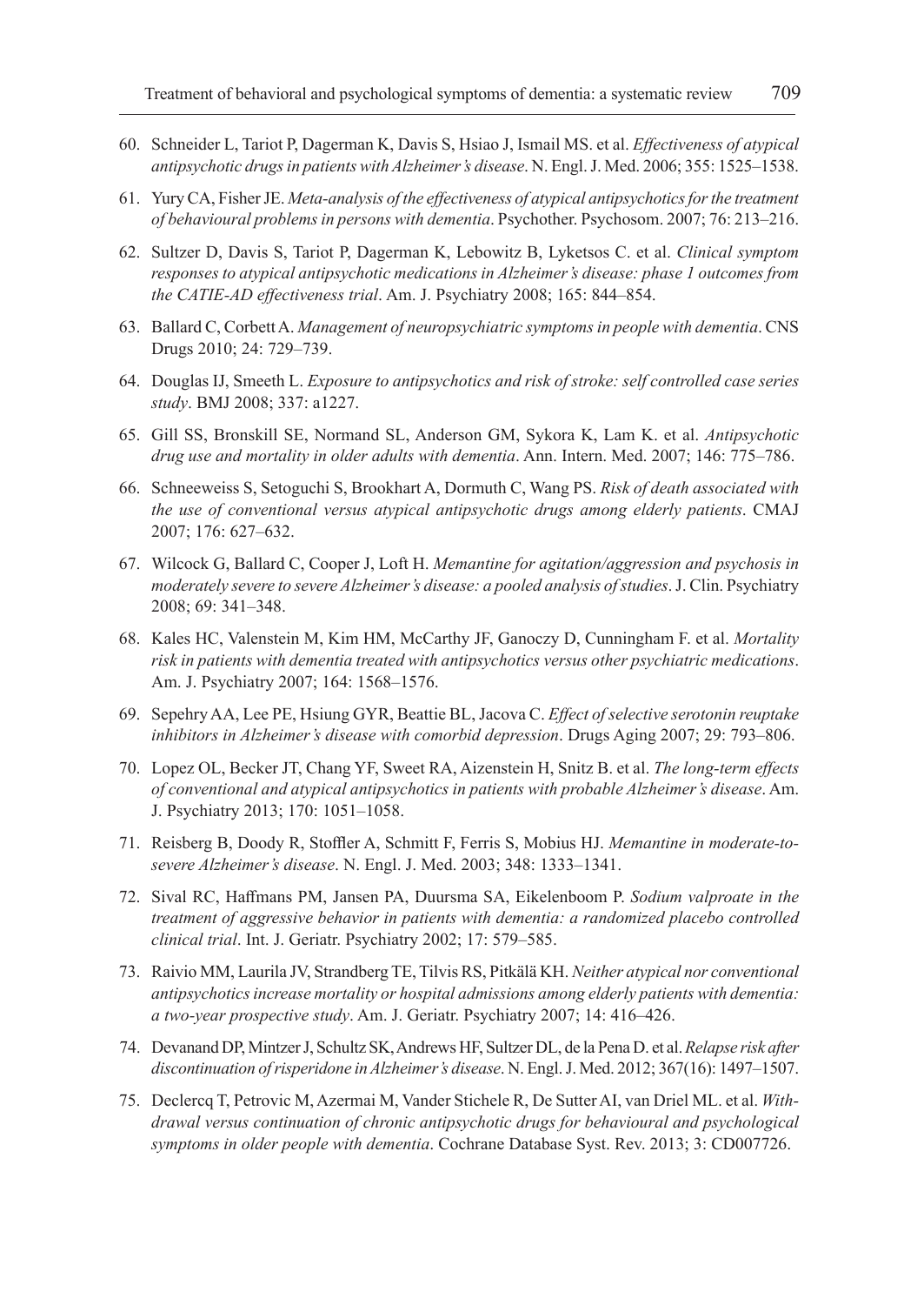60. Schneider L, Tariot P, Dagerman K, Davis S, Hsiao J, Ismail MS. et al. *Effectiveness of atypical antipsychotic drugs in patients with Alzheimer's disease*. N. Engl. J. Med. 2006; 355: 1525–1538.
61. Yury CA, Fisher JE. *Meta-analysis of the effectiveness of atypical antipsychotics for the treatment of behavioural problems in persons with dementia*. Psychother. Psychosom. 2007; 76: 213–216.
62. Sultzer D, Davis S, Tariot P, Dagerman K, Lebowitz B, Lyketsos C. et al. *Clinical symptom responses to atypical antipsychotic medications in Alzheimer's disease: phase 1 outcomes from the CATIE-AD effectiveness trial*. Am. J. Psychiatry 2008; 165: 844–854.
63. Ballard C, Corbett A. *Management of neuropsychiatric symptoms in people with dementia*. CNS Drugs 2010; 24: 729–739.
64. Douglas IJ, Smeeth L. *Exposure to antipsychotics and risk of stroke: self controlled case series study*. BMJ 2008; 337: a1227.
65. Gill SS, Bronskill SE, Normand SL, Anderson GM, Sykora K, Lam K. et al. *Antipsychotic drug use and mortality in older adults with dementia*. Ann. Intern. Med. 2007; 146: 775–786.
66. Schneeweiss S, Setoguchi S, Brookhart A, Dormuth C, Wang PS. *Risk of death associated with the use of conventional versus atypical antipsychotic drugs among elderly patients*. CMAJ 2007; 176: 627–632.
67. Wilcock G, Ballard C, Cooper J, Loft H. *Memantine for agitation/aggression and psychosis in moderately severe to severe Alzheimer's disease: a pooled analysis of studies*. J. Clin. Psychiatry 2008; 69: 341–348.
68. Kales HC, Valenstein M, Kim HM, McCarthy JF, Ganoczy D, Cunningham F. et al. *Mortality risk in patients with dementia treated with antipsychotics versus other psychiatric medications*. Am. J. Psychiatry 2007; 164: 1568–1576.
69. Sepehry AA, Lee PE, Hsiung GYR, Beattie BL, Jacova C. *Effect of selective serotonin reuptake inhibitors in Alzheimer's disease with comorbid depression*. Drugs Aging 2007; 29: 793–806.
70. Lopez OL, Becker JT, Chang YF, Sweet RA, Aizenstein H, Snitz B. et al. *The long-term effects of conventional and atypical antipsychotics in patients with probable Alzheimer's disease*. Am. J. Psychiatry 2013; 170: 1051–1058.
71. Reisberg B, Doody R, Stoffler A, Schmitt F, Ferris S, Mobius HJ. *Memantine in moderate-to-severe Alzheimer's disease*. N. Engl. J. Med. 2003; 348: 1333–1341.
72. Sival RC, Haffmans PM, Jansen PA, Duursma SA, Eikelenboom P. *Sodium valproate in the treatment of aggressive behavior in patients with dementia: a randomized placebo controlled clinical trial*. Int. J. Geriatr. Psychiatry 2002; 17: 579–585.
73. Raivio MM, Laurila JV, Strandberg TE, Tilvis RS, Pitkälä KH. *Neither atypical nor conventional antipsychotics increase mortality or hospital admissions among elderly patients with dementia: a two-year prospective study*. Am. J. Geriatr. Psychiatry 2007; 14: 416–426.
74. Devanand DP, Mintzer J, Schultz SK, Andrews HF, Sultzer DL, de la Pena D. et al. *Relapse risk after discontinuation of risperidone in Alzheimer's disease*. N. Engl. J. Med. 2012; 367(16): 1497–1507.
75. Declercq T, Petrovic M, Azermai M, Vander Stichele R, De Sutter AI, van Driel ML. et al. *Withdrawal versus continuation of chronic antipsychotic drugs for behavioural and psychological symptoms in older people with dementia*. Cochrane Database Syst. Rev. 2013; 3: CD007726.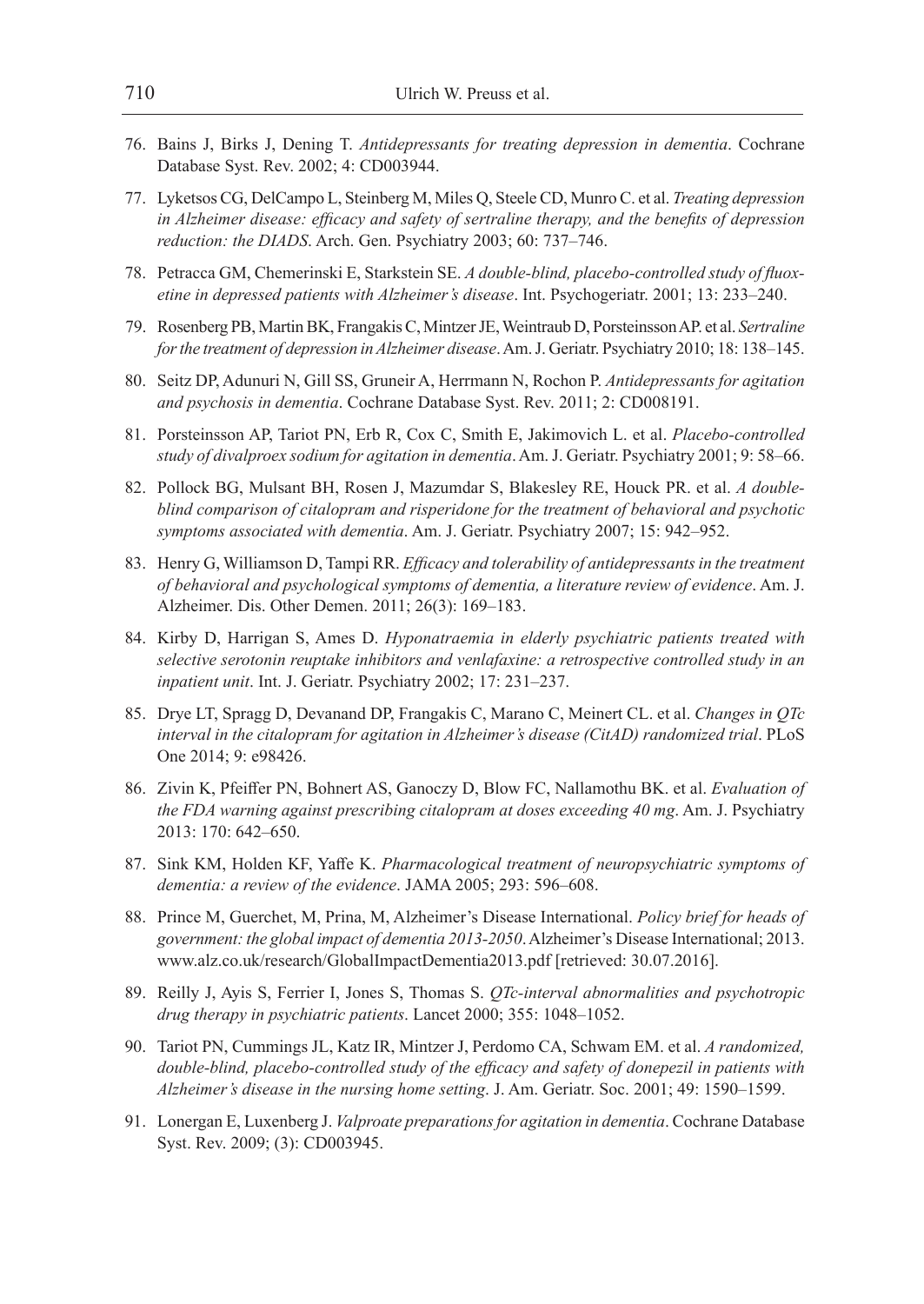76. Bains J, Birks J, Dening T. *Antidepressants for treating depression in dementia*. Cochrane Database Syst. Rev. 2002; 4: CD003944.

77. Lyketsos CG, DelCampo L, Steinberg M, Miles Q, Steele CD, Munro C. et al. *Treating depression in Alzheimer disease: efficacy and safety of sertraline therapy, and the benefits of depression reduction: the DIADS*. Arch. Gen. Psychiatry 2003; 60: 737–746.

78. Petracca GM, Chemerinski E, Starkstein SE. *A double-blind, placebo-controlled study of fluoxetine in depressed patients with Alzheimer's disease*. Int. Psychogeriatr. 2001; 13: 233–240.

79. Rosenberg PB, Martin BK, Frangakis C, Mintzer JE, Weintraub D, Porsteinsson AP. et al. *Sertraline for the treatment of depression in Alzheimer disease*. Am. J. Geriatr. Psychiatry 2010; 18: 138–145.

80. Seitz DP, Adunuri N, Gill SS, Gruneir A, Herrmann N, Rochon P. *Antidepressants for agitation and psychosis in dementia*. Cochrane Database Syst. Rev. 2011; 2: CD008191.

81. Porsteinsson AP, Tariot PN, Erb R, Cox C, Smith E, Jakimovich L. et al. *Placebo-controlled study of divalproex sodium for agitation in dementia*. Am. J. Geriatr. Psychiatry 2001; 9: 58–66.

82. Pollock BG, Mulsant BH, Rosen J, Mazumdar S, Blakesley RE, Houck PR. et al. *A double-blind comparison of citalopram and risperidone for the treatment of behavioral and psychotic symptoms associated with dementia*. Am. J. Geriatr. Psychiatry 2007; 15: 942–952.

83. Henry G, Williamson D, Tampi RR. *Efficacy and tolerability of antidepressants in the treatment of behavioral and psychological symptoms of dementia, a literature review of evidence*. Am. J. Alzheimer. Dis. Other Demen. 2011; 26(3): 169–183.

84. Kirby D, Harrigan S, Ames D. *Hyponatraemia in elderly psychiatric patients treated with selective serotonin reuptake inhibitors and venlafaxine: a retrospective controlled study in an inpatient unit*. Int. J. Geriatr. Psychiatry 2002; 17: 231–237.

85. Drye LT, Spragg D, Devanand DP, Frangakis C, Marano C, Meinert CL. et al. *Changes in QTc interval in the citalopram for agitation in Alzheimer's disease (CitAD) randomized trial*. PLoS One 2014; 9: e98426.

86. Zivin K, Pfeiffer PN, Bohnert AS, Ganoczy D, Blow FC, Nallamothu BK. et al. *Evaluation of the FDA warning against prescribing citalopram at doses exceeding 40 mg*. Am. J. Psychiatry 2013: 170: 642–650.

87. Sink KM, Holden KF, Yaffe K. *Pharmacological treatment of neuropsychiatric symptoms of dementia: a review of the evidence*. JAMA 2005; 293: 596–608.

88. Prince M, Guerchet, M, Prina, M, Alzheimer's Disease International. *Policy brief for heads of government: the global impact of dementia 2013-2050*. Alzheimer's Disease International; 2013. www.alz.co.uk/research/GlobalImpactDementia2013.pdf [retrieved: 30.07.2016].

89. Reilly J, Ayis S, Ferrier I, Jones S, Thomas S. *QTc-interval abnormalities and psychotropic drug therapy in psychiatric patients*. Lancet 2000; 355: 1048–1052.

90. Tariot PN, Cummings JL, Katz IR, Mintzer J, Perdomo CA, Schwam EM. et al. *A randomized, double-blind, placebo-controlled study of the efficacy and safety of donepezil in patients with Alzheimer's disease in the nursing home setting*. J. Am. Geriatr. Soc. 2001; 49: 1590–1599.

91. Lonergan E, Luxenberg J. *Valproate preparations for agitation in dementia*. Cochrane Database Syst. Rev. 2009; (3): CD003945.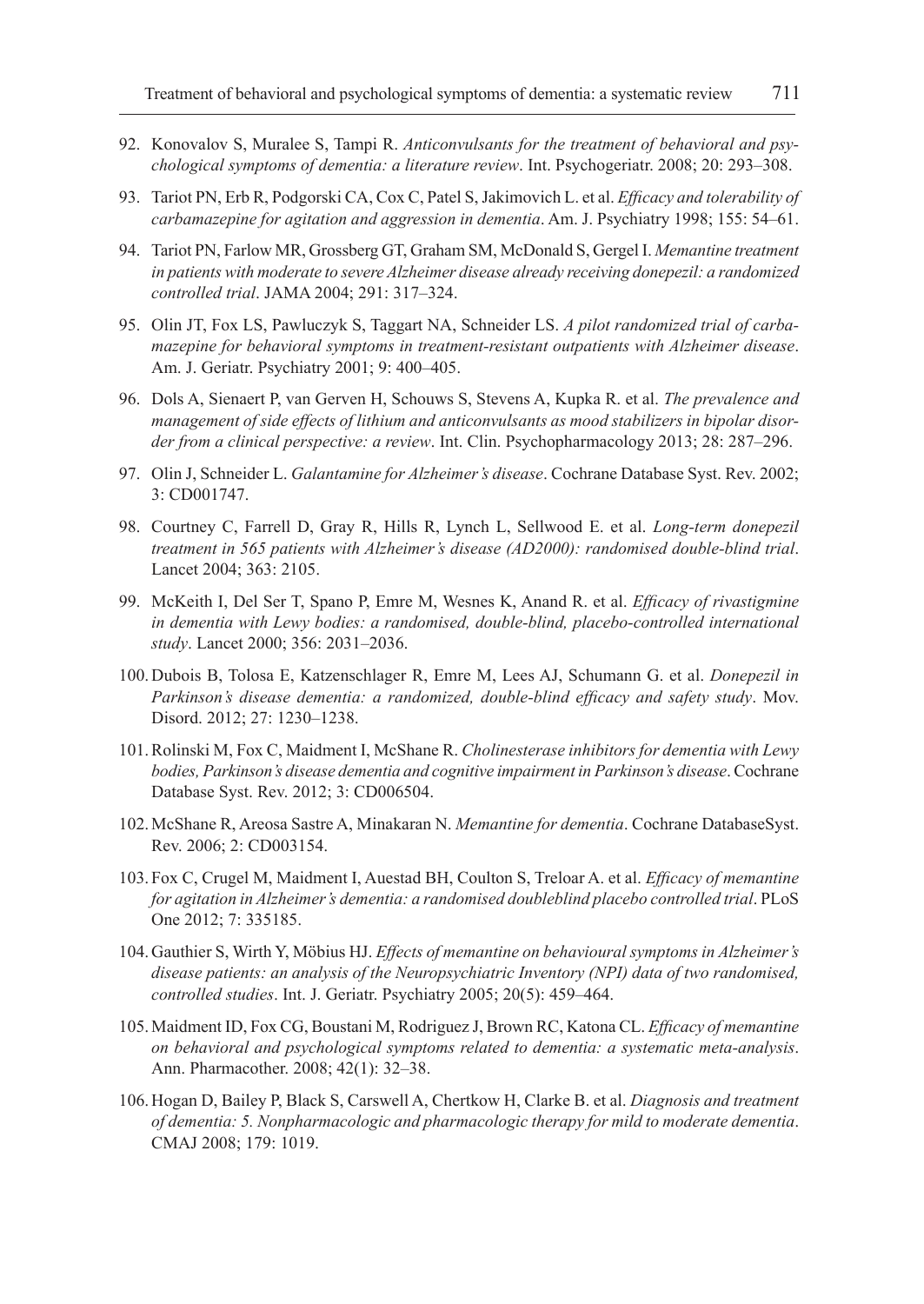92. Konovalov S, Muralee S, Tampi R. *Anticonvulsants for the treatment of behavioral and psychological symptoms of dementia: a literature review*. Int. Psychogeriatr. 2008; 20: 293–308.

93. Tariot PN, Erb R, Podgorski CA, Cox C, Patel S, Jakimovich L. et al. *Efficacy and tolerability of carbamazepine for agitation and aggression in dementia*. Am. J. Psychiatry 1998; 155: 54–61.

94. Tariot PN, Farlow MR, Grossberg GT, Graham SM, McDonald S, Gergel I. *Memantine treatment in patients with moderate to severe Alzheimer disease already receiving donepezil: a randomized controlled trial*. JAMA 2004; 291: 317–324.

95. Olin JT, Fox LS, Pawluczyk S, Taggart NA, Schneider LS. *A pilot randomized trial of carbamazepine for behavioral symptoms in treatment-resistant outpatients with Alzheimer disease*. Am. J. Geriatr. Psychiatry 2001; 9: 400–405.

96. Dols A, Sienaert P, van Gerven H, Schouws S, Stevens A, Kupka R. et al. *The prevalence and management of side effects of lithium and anticonvulsants as mood stabilizers in bipolar disorder from a clinical perspective: a review*. Int. Clin. Psychopharmacology 2013; 28: 287–296.

97. Olin J, Schneider L. *Galantamine for Alzheimer's disease*. Cochrane Database Syst. Rev. 2002; 3: CD001747.

98. Courtney C, Farrell D, Gray R, Hills R, Lynch L, Sellwood E. et al. *Long-term donepezil treatment in 565 patients with Alzheimer's disease (AD2000): randomised double-blind trial*. Lancet 2004; 363: 2105.

99. McKeith I, Del Ser T, Spano P, Emre M, Wesnes K, Anand R. et al. *Efficacy of rivastigmine in dementia with Lewy bodies: a randomised, double-blind, placebo-controlled international study*. Lancet 2000; 356: 2031–2036.

100. Dubois B, Tolosa E, Katzenschlager R, Emre M, Lees AJ, Schumann G. et al. *Donepezil in Parkinson's disease dementia: a randomized, double-blind efficacy and safety study*. Mov. Disord. 2012; 27: 1230–1238.

101. Rolinski M, Fox C, Maidment I, McShane R. *Cholinesterase inhibitors for dementia with Lewy bodies, Parkinson's disease dementia and cognitive impairment in Parkinson's disease*. Cochrane Database Syst. Rev. 2012; 3: CD006504.

102. McShane R, Areosa Sastre A, Minakaran N. *Memantine for dementia*. Cochrane DatabaseSyst. Rev. 2006; 2: CD003154.

103. Fox C, Crugel M, Maidment I, Auestad BH, Coulton S, Treloar A. et al. *Efficacy of memantine for agitation in Alzheimer's dementia: a randomised doubleblind placebo controlled trial*. PLoS One 2012; 7: 335185.

104. Gauthier S, Wirth Y, Möbius HJ. *Effects of memantine on behavioural symptoms in Alzheimer's disease patients: an analysis of the Neuropsychiatric Inventory (NPI) data of two randomised, controlled studies*. Int. J. Geriatr. Psychiatry 2005; 20(5): 459–464.

105. Maidment ID, Fox CG, Boustani M, Rodriguez J, Brown RC, Katona CL. *Efficacy of memantine on behavioral and psychological symptoms related to dementia: a systematic meta-analysis*. Ann. Pharmacother. 2008; 42(1): 32–38.

106. Hogan D, Bailey P, Black S, Carswell A, Chertkow H, Clarke B. et al. *Diagnosis and treatment of dementia: 5. Nonpharmacologic and pharmacologic therapy for mild to moderate dementia*. CMAJ 2008; 179: 1019.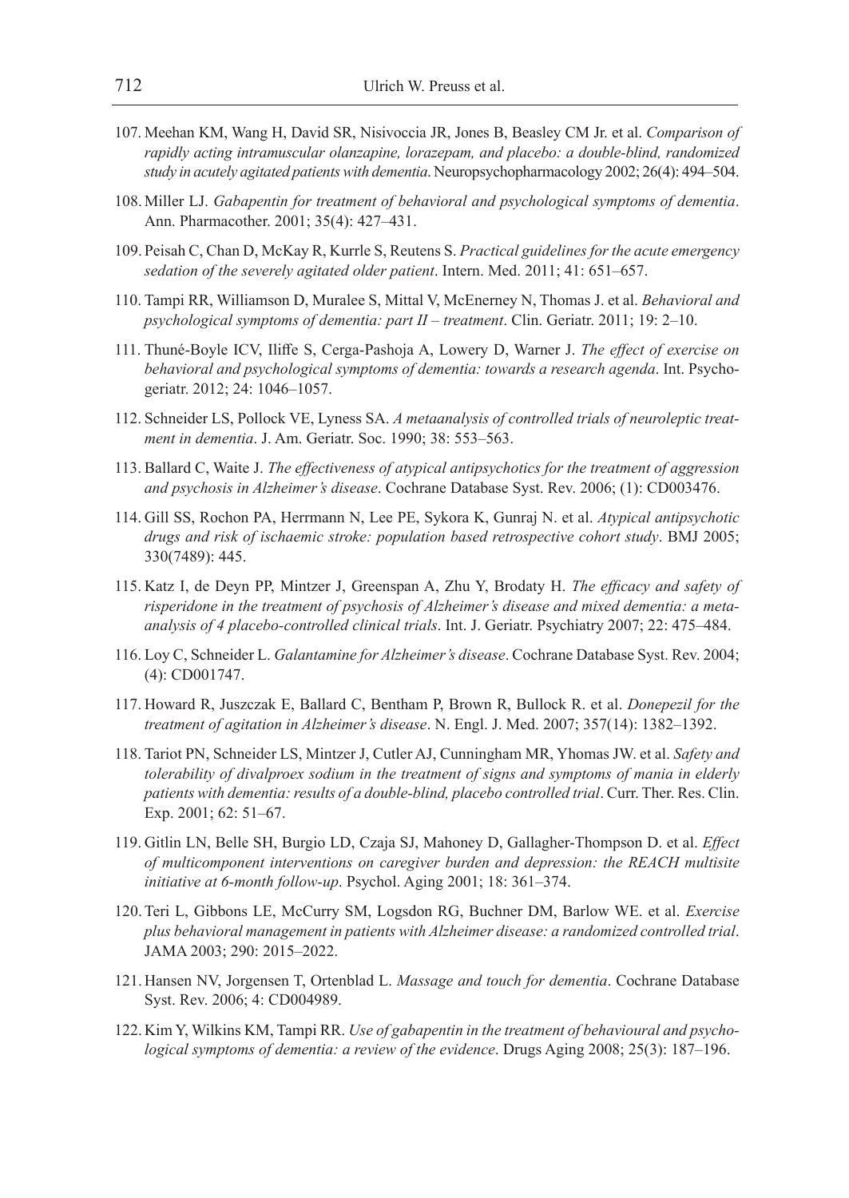107. Meehan KM, Wang H, David SR, Nisivoccia JR, Jones B, Beasley CM Jr. et al. *Comparison of rapidly acting intramuscular olanzapine, lorazepam, and placebo: a double-blind, randomized study in acutely agitated patients with dementia*. Neuropsychopharmacology 2002; 26(4): 494–504.

108. Miller LJ. *Gabapentin for treatment of behavioral and psychological symptoms of dementia*. Ann. Pharmacother. 2001; 35(4): 427–431.

109. Peisah C, Chan D, McKay R, Kurrle S, Reutens S. *Practical guidelines for the acute emergency sedation of the severely agitated older patient*. Intern. Med. 2011; 41: 651–657.

110. Tampi RR, Williamson D, Muralee S, Mittal V, McEnerney N, Thomas J. et al. *Behavioral and psychological symptoms of dementia: part II – treatment*. Clin. Geriatr. 2011; 19: 2–10.

111. Thuné-Boyle ICV, Iliffe S, Cerga-Pashoja A, Lowery D, Warner J. *The effect of exercise on behavioral and psychological symptoms of dementia: towards a research agenda*. Int. Psychogeriatr. 2012; 24: 1046–1057.

112. Schneider LS, Pollock VE, Lyness SA. *A metaanalysis of controlled trials of neuroleptic treatment in dementia*. J. Am. Geriatr. Soc. 1990; 38: 553–563.

113. Ballard C, Waite J. *The effectiveness of atypical antipsychotics for the treatment of aggression and psychosis in Alzheimer's disease*. Cochrane Database Syst. Rev. 2006; (1): CD003476.

114. Gill SS, Rochon PA, Herrmann N, Lee PE, Sykora K, Gunraj N. et al. *Atypical antipsychotic drugs and risk of ischaemic stroke: population based retrospective cohort study*. BMJ 2005; 330(7489): 445.

115. Katz I, de Deyn PP, Mintzer J, Greenspan A, Zhu Y, Brodaty H. *The efficacy and safety of risperidone in the treatment of psychosis of Alzheimer's disease and mixed dementia: a meta-analysis of 4 placebo-controlled clinical trials*. Int. J. Geriatr. Psychiatry 2007; 22: 475–484.

116. Loy C, Schneider L. *Galantamine for Alzheimer's disease*. Cochrane Database Syst. Rev. 2004; (4): CD001747.

117. Howard R, Juszczak E, Ballard C, Bentham P, Brown R, Bullock R. et al. *Donepezil for the treatment of agitation in Alzheimer's disease*. N. Engl. J. Med. 2007; 357(14): 1382–1392.

118. Tariot PN, Schneider LS, Mintzer J, Cutler AJ, Cunningham MR, Yhomas JW. et al. *Safety and tolerability of divalproex sodium in the treatment of signs and symptoms of mania in elderly patients with dementia: results of a double-blind, placebo controlled trial*. Curr. Ther. Res. Clin. Exp. 2001; 62: 51–67.

119. Gitlin LN, Belle SH, Burgio LD, Czaja SJ, Mahoney D, Gallagher-Thompson D. et al. *Effect of multicomponent interventions on caregiver burden and depression: the REACH multisite initiative at 6-month follow-up*. Psychol. Aging 2001; 18: 361–374.

120. Teri L, Gibbons LE, McCurry SM, Logsdon RG, Buchner DM, Barlow WE. et al. *Exercise plus behavioral management in patients with Alzheimer disease: a randomized controlled trial*. JAMA 2003; 290: 2015–2022.

121. Hansen NV, Jorgensen T, Ortenblad L. *Massage and touch for dementia*. Cochrane Database Syst. Rev. 2006; 4: CD004989.

122. Kim Y, Wilkins KM, Tampi RR. *Use of gabapentin in the treatment of behavioural and psychological symptoms of dementia: a review of the evidence*. Drugs Aging 2008; 25(3): 187–196.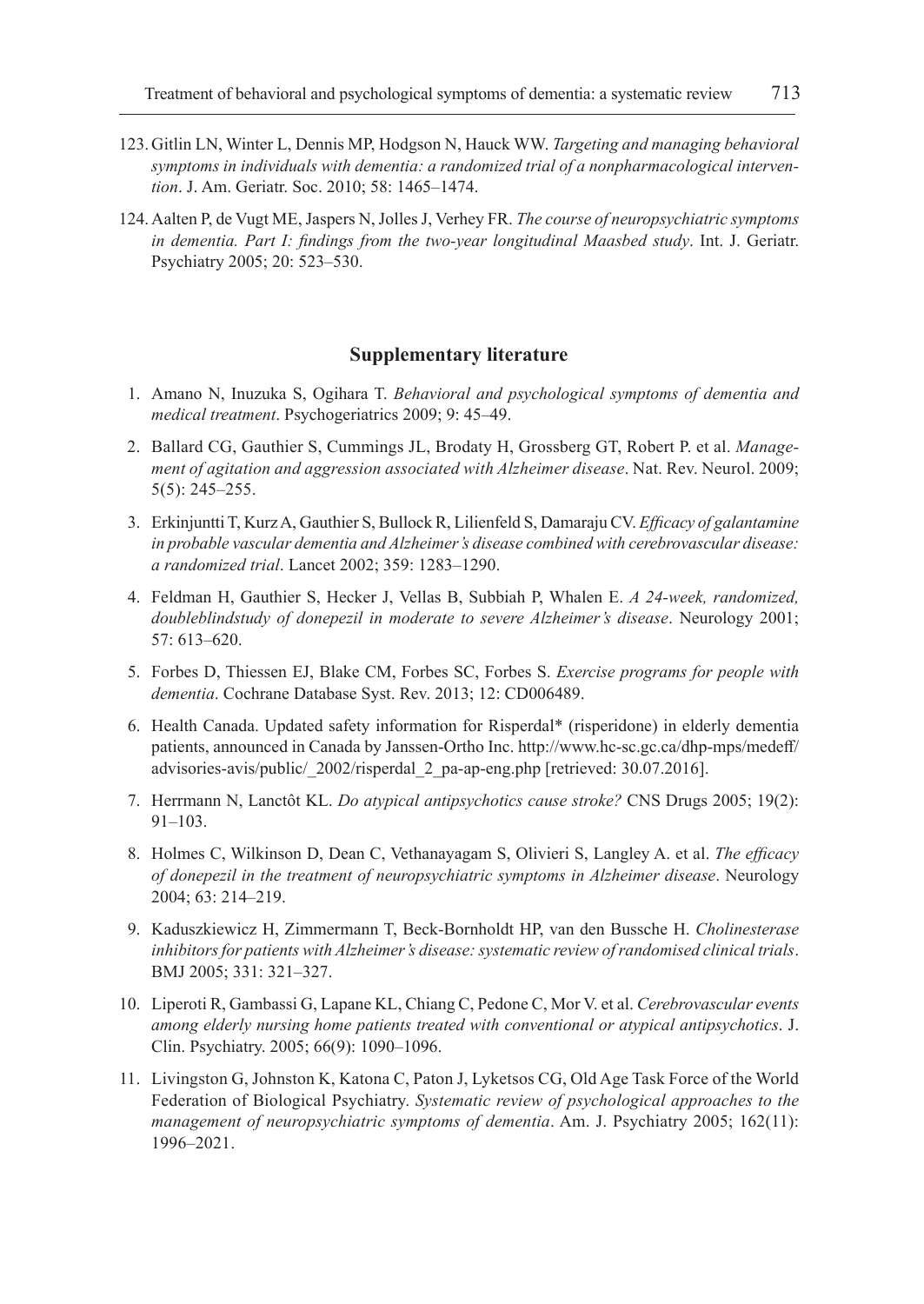123. Gitlin LN, Winter L, Dennis MP, Hodgson N, Hauck WW. *Targeting and managing behavioral symptoms in individuals with dementia: a randomized trial of a nonpharmacological intervention*. J. Am. Geriatr. Soc. 2010; 58: 1465–1474.

124. Aalten P, de Vugt ME, Jaspers N, Jolles J, Verhey FR. *The course of neuropsychiatric symptoms in dementia. Part I: findings from the two-year longitudinal Maasbed study*. Int. J. Geriatr. Psychiatry 2005; 20: 523–530.

## Supplementary literature

1. Amano N, Inuzuka S, Ogihara T. *Behavioral and psychological symptoms of dementia and medical treatment*. Psychogeriatrics 2009; 9: 45–49.
2. Ballard CG, Gauthier S, Cummings JL, Brodaty H, Grossberg GT, Robert P. et al. *Management of agitation and aggression associated with Alzheimer disease*. Nat. Rev. Neurol. 2009; 5(5): 245–255.
3. Erkinjuntti T, Kurz A, Gauthier S, Bullock R, Lilienfeld S, Damaraju CV. *Efficacy of galantamine in probable vascular dementia and Alzheimer's disease combined with cerebrovascular disease: a randomized trial*. Lancet 2002; 359: 1283–1290.
4. Feldman H, Gauthier S, Hecker J, Vellas B, Subbiah P, Whalen E. *A 24-week, randomized, doubleblindstudy of donepezil in moderate to severe Alzheimer's disease*. Neurology 2001; 57: 613–620.
5. Forbes D, Thiessen EJ, Blake CM, Forbes SC, Forbes S. *Exercise programs for people with dementia*. Cochrane Database Syst. Rev. 2013; 12: CD006489.
6. Health Canada. Updated safety information for Risperdal* (risperidone) in elderly dementia patients, announced in Canada by Janssen-Ortho Inc. http://www.hc-sc.gc.ca/dhp-mps/medeff/advisories-avis/public/_2002/risperdal_2_pa-ap-eng.php [retrieved: 30.07.2016].
7. Herrmann N, Lanctôt KL. *Do atypical antipsychotics cause stroke?* CNS Drugs 2005; 19(2): 91–103.
8. Holmes C, Wilkinson D, Dean C, Vethanayagam S, Olivieri S, Langley A. et al. *The efficacy of donepezil in the treatment of neuropsychiatric symptoms in Alzheimer disease*. Neurology 2004; 63: 214–219.
9. Kaduszkiewicz H, Zimmermann T, Beck-Bornholdt HP, van den Bussche H. *Cholinesterase inhibitors for patients with Alzheimer's disease: systematic review of randomised clinical trials*. BMJ 2005; 331: 321–327.
10. Liperoti R, Gambassi G, Lapane KL, Chiang C, Pedone C, Mor V. et al. *Cerebrovascular events among elderly nursing home patients treated with conventional or atypical antipsychotics*. J. Clin. Psychiatry. 2005; 66(9): 1090–1096.
11. Livingston G, Johnston K, Katona C, Paton J, Lyketsos CG, Old Age Task Force of the World Federation of Biological Psychiatry. *Systematic review of psychological approaches to the management of neuropsychiatric symptoms of dementia*. Am. J. Psychiatry 2005; 162(11): 1996–2021.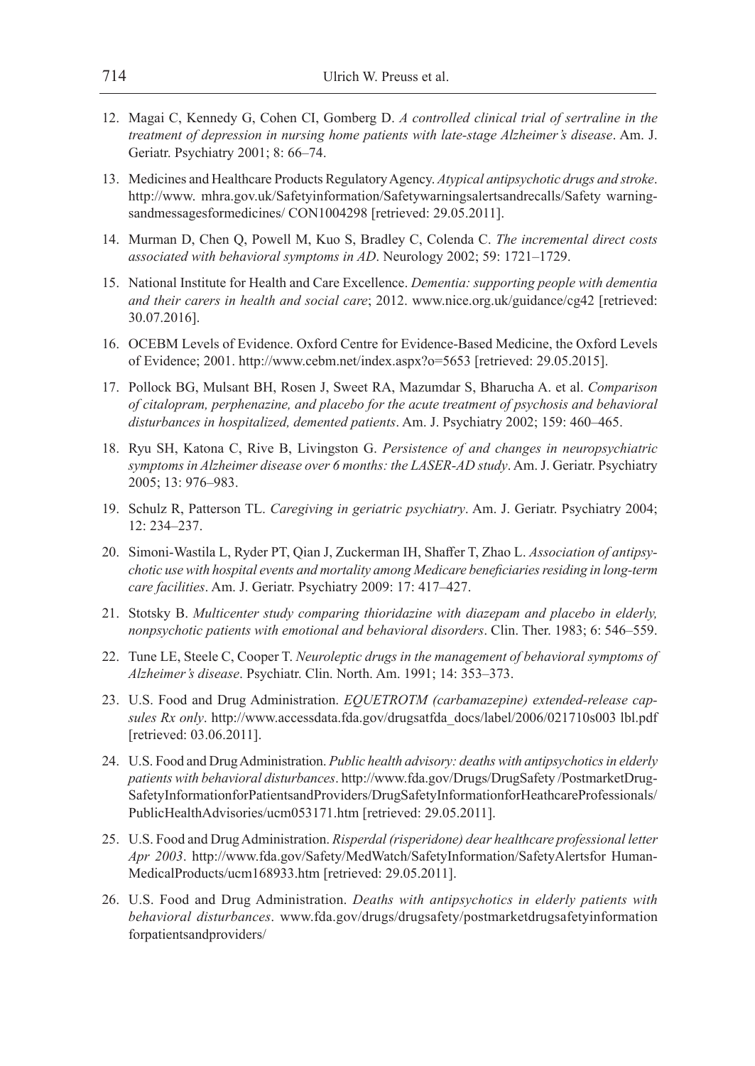12. Magai C, Kennedy G, Cohen CI, Gomberg D. *A controlled clinical trial of sertraline in the treatment of depression in nursing home patients with late-stage Alzheimer's disease*. Am. J. Geriatr. Psychiatry 2001; 8: 66–74.

13. Medicines and Healthcare Products Regulatory Agency. *Atypical antipsychotic drugs and stroke*. http://www. mhra.gov.uk/Safetyinformation/Safetywarningsalertsandrecalls/Safety warningsandmessagesformedicines/ CON1004298 [retrieved: 29.05.2011].

14. Murman D, Chen Q, Powell M, Kuo S, Bradley C, Colenda C. *The incremental direct costs associated with behavioral symptoms in AD*. Neurology 2002; 59: 1721–1729.

15. National Institute for Health and Care Excellence. *Dementia: supporting people with dementia and their carers in health and social care*; 2012. www.nice.org.uk/guidance/cg42 [retrieved: 30.07.2016].

16. OCEBM Levels of Evidence. Oxford Centre for Evidence-Based Medicine, the Oxford Levels of Evidence; 2001. http://www.cebm.net/index.aspx?o=5653 [retrieved: 29.05.2015].

17. Pollock BG, Mulsant BH, Rosen J, Sweet RA, Mazumdar S, Bharucha A. et al. *Comparison of citalopram, perphenazine, and placebo for the acute treatment of psychosis and behavioral disturbances in hospitalized, demented patients*. Am. J. Psychiatry 2002; 159: 460–465.

18. Ryu SH, Katona C, Rive B, Livingston G. *Persistence of and changes in neuropsychiatric symptoms in Alzheimer disease over 6 months: the LASER-AD study*. Am. J. Geriatr. Psychiatry 2005; 13: 976–983.

19. Schulz R, Patterson TL. *Caregiving in geriatric psychiatry*. Am. J. Geriatr. Psychiatry 2004; 12: 234–237.

20. Simoni-Wastila L, Ryder PT, Qian J, Zuckerman IH, Shaffer T, Zhao L. *Association of antipsychotic use with hospital events and mortality among Medicare beneficiaries residing in long-term care facilities*. Am. J. Geriatr. Psychiatry 2009: 17: 417–427.

21. Stotsky B. *Multicenter study comparing thioridazine with diazepam and placebo in elderly, nonpsychotic patients with emotional and behavioral disorders*. Clin. Ther. 1983; 6: 546–559.

22. Tune LE, Steele C, Cooper T. *Neuroleptic drugs in the management of behavioral symptoms of Alzheimer's disease*. Psychiatr. Clin. North. Am. 1991; 14: 353–373.

23. U.S. Food and Drug Administration. *EQUETROTM (carbamazepine) extended-release capsules Rx only*. http://www.accessdata.fda.gov/drugsatfda_docs/label/2006/021710s003 lbl.pdf [retrieved: 03.06.2011].

24. U.S. Food and Drug Administration. *Public health advisory: deaths with antipsychotics in elderly patients with behavioral disturbances*. http://www.fda.gov/Drugs/DrugSafety /PostmarketDrugSafetyInformationforPatientsandProviders/DrugSafetyInformationforHeathcareProfessionals/PublicHealthAdvisories/ucm053171.htm [retrieved: 29.05.2011].

25. U.S. Food and Drug Administration. *Risperdal (risperidone) dear healthcare professional letter Apr 2003*. http://www.fda.gov/Safety/MedWatch/SafetyInformation/SafetyAlertsfor HumanMedicalProducts/ucm168933.htm [retrieved: 29.05.2011].

26. U.S. Food and Drug Administration. *Deaths with antipsychotics in elderly patients with behavioral disturbances*. www.fda.gov/drugs/drugsafety/postmarketdrugsafetyinformation forpatientsandproviders/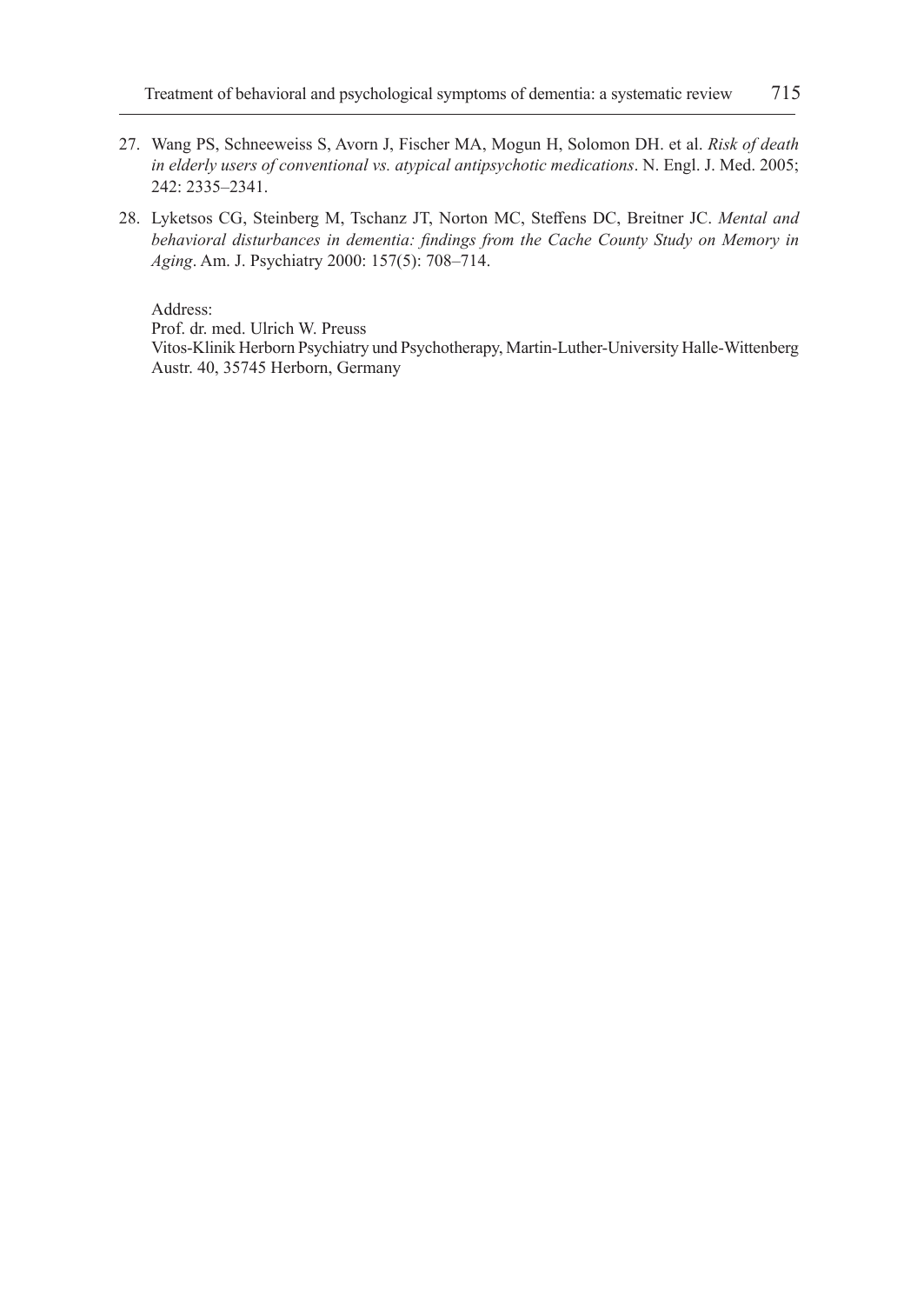27. Wang PS, Schneeweiss S, Avorn J, Fischer MA, Mogun H, Solomon DH. et al. *Risk of death in elderly users of conventional vs. atypical antipsychotic medications*. N. Engl. J. Med. 2005; 242: 2335–2341.

28. Lyketsos CG, Steinberg M, Tschanz JT, Norton MC, Steffens DC, Breitner JC. *Mental and behavioral disturbances in dementia: findings from the Cache County Study on Memory in Aging*. Am. J. Psychiatry 2000: 157(5): 708–714.

Address:
Prof. dr. med. Ulrich W. Preuss
Vitos-Klinik Herborn Psychiatry und Psychotherapy, Martin-Luther-University Halle-Wittenberg
Austr. 40, 35745 Herborn, Germany